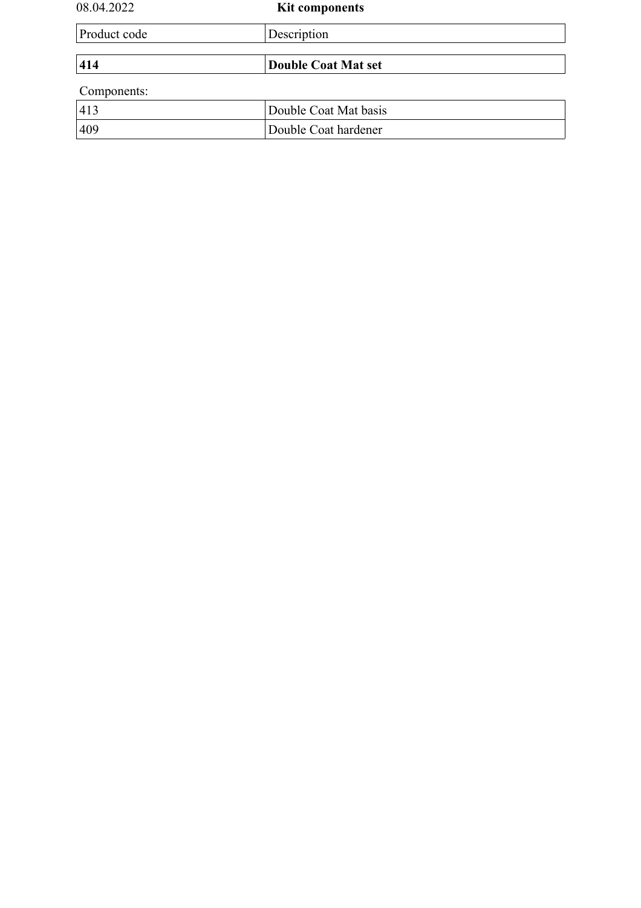08.04.2022

**Kit components**

| Product code | Description |
|---|---|
| **414** | **Double Coat Mat set** |

Components:

| | |
|---|---|
| 413 | Double Coat Mat basis |
| 409 | Double Coat hardener |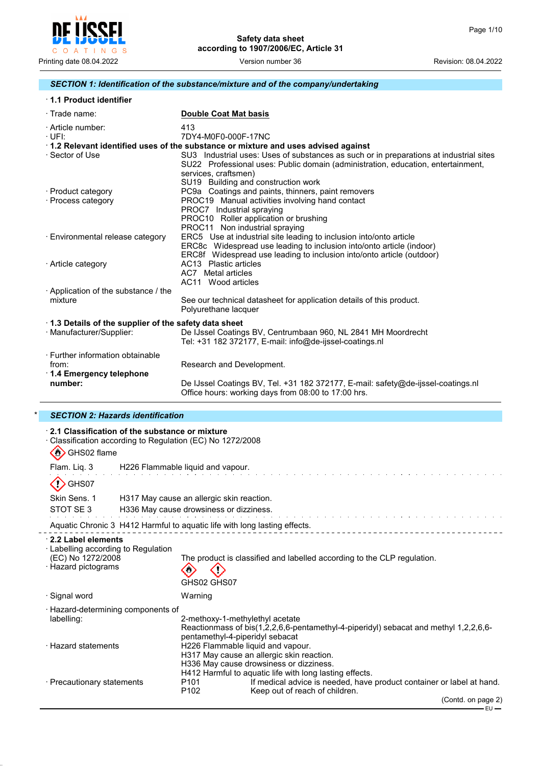## SECTION 1: Identification of the substance/mixture and of the company/undertaking

### · 1.1 Product identifier

· Trade name: **Double Coat Mat basis**

· Article number: 413

· UFI: 7DY4-M0F0-000F-17NC

### · 1.2 Relevant identified uses of the substance or mixture and uses advised against

· Sector of Use
SU3 Industrial uses: Uses of substances as such or in preparations at industrial sites
SU22 Professional uses: Public domain (administration, education, entertainment, services, craftsmen)
SU19 Building and construction work

· Product category
PC9a Coatings and paints, thinners, paint removers

· Process category
PROC19 Manual activities involving hand contact
PROC7 Industrial spraying
PROC10 Roller application or brushing
PROC11 Non industrial spraying

· Environmental release category
ERC5 Use at industrial site leading to inclusion into/onto article
ERC8c Widespread use leading to inclusion into/onto article (indoor)
ERC8f Widespread use leading to inclusion into/onto article (outdoor)

· Article category
AC13 Plastic articles
AC7 Metal articles
AC11 Wood articles

· Application of the substance / the mixture
See our technical datasheet for application details of this product.
Polyurethane lacquer

### · 1.3 Details of the supplier of the safety data sheet

· Manufacturer/Supplier:
De IJssel Coatings BV, Centrumbaan 960, NL 2841 MH Moordrecht
Tel: +31 182 372177, E-mail: info@de-ijssel-coatings.nl

· Further information obtainable from: Research and Development.

### · 1.4 Emergency telephone number:

De IJssel Coatings BV, Tel. +31 182 372177, E-mail: safety@de-ijssel-coatings.nl
Office hours: working days from 08:00 to 17:00 hrs.

## * SECTION 2: Hazards identification

### · 2.1 Classification of the substance or mixture

· Classification according to Regulation (EC) No 1272/2008

GHS02 flame

Flam. Liq. 3 H226 Flammable liquid and vapour.

GHS07

Skin Sens. 1 H317 May cause an allergic skin reaction.
STOT SE 3 H336 May cause drowsiness or dizziness.

Aquatic Chronic 3 H412 Harmful to aquatic life with long lasting effects.

### · 2.2 Label elements

· Labelling according to Regulation (EC) No 1272/2008
The product is classified and labelled according to the CLP regulation.

· Hazard pictograms
GHS02 GHS07

· Signal word
Warning

· Hazard-determining components of labelling:
2-methoxy-1-methylethyl acetate
Reactionmass of bis(1,2,2,6,6-pentamethyl-4-piperidyl) sebacat and methyl 1,2,2,6,6-pentamethyl-4-piperidyl sebacat

· Hazard statements
H226 Flammable liquid and vapour.
H317 May cause an allergic skin reaction.
H336 May cause drowsiness or dizziness.
H412 Harmful to aquatic life with long lasting effects.

· Precautionary statements
P101 If medical advice is needed, have product container or label at hand.
P102 Keep out of reach of children.

(Contd. on page 2)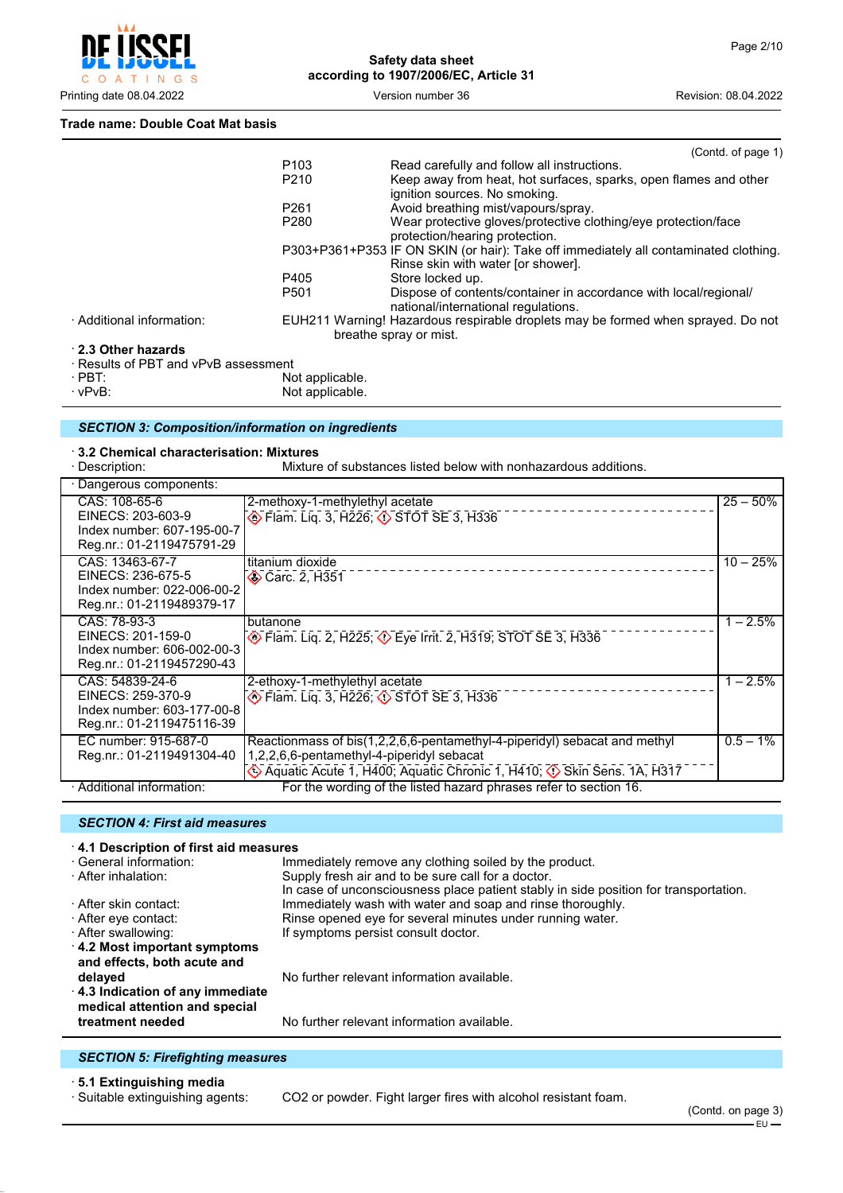**Trade name: Double Coat Mat basis**

(Contd. of page 1)

| | |
|---|---|
| P103 | Read carefully and follow all instructions. |
| P210 | Keep away from heat, hot surfaces, sparks, open flames and other ignition sources. No smoking. |
| P261 | Avoid breathing mist/vapours/spray. |
| P280 | Wear protective gloves/protective clothing/eye protection/face protection/hearing protection. |
| P303+P361+P353 | IF ON SKIN (or hair): Take off immediately all contaminated clothing. Rinse skin with water [or shower]. |
| P405 | Store locked up. |
| P501 | Dispose of contents/container in accordance with local/regional/ national/international regulations. |

· Additional information: EUH211 Warning! Hazardous respirable droplets may be formed when sprayed. Do not breathe spray or mist.

· **2.3 Other hazards**
· Results of PBT and vPvB assessment
· PBT: Not applicable.
· vPvB: Not applicable.

## *SECTION 3: Composition/information on ingredients*

· **3.2 Chemical characterisation: Mixtures**
· Description: Mixture of substances listed below with nonhazardous additions.

| · Dangerous components: | | |
|---|---|---|
| CAS: 108-65-6<br>EINECS: 203-603-9<br>Index number: 607-195-00-7<br>Reg.nr.: 01-2119475791-29 | 2-methoxy-1-methylethyl acetate<br>Flam. Liq. 3, H226; STOT SE 3, H336 | 25 – 50% |
| CAS: 13463-67-7<br>EINECS: 236-675-5<br>Index number: 022-006-00-2<br>Reg.nr.: 01-2119489379-17 | titanium dioxide<br>Carc. 2, H351 | 10 – 25% |
| CAS: 78-93-3<br>EINECS: 201-159-0<br>Index number: 606-002-00-3<br>Reg.nr.: 01-2119457290-43 | butanone<br>Flam. Liq. 2, H225; Eye Irrit. 2, H319; STOT SE 3, H336 | 1 – 2.5% |
| CAS: 54839-24-6<br>EINECS: 259-370-9<br>Index number: 603-177-00-8<br>Reg.nr.: 01-2119475116-39 | 2-ethoxy-1-methylethyl acetate<br>Flam. Liq. 3, H226; STOT SE 3, H336 | 1 – 2.5% |
| EC number: 915-687-0<br>Reg.nr.: 01-2119491304-40 | Reactionmass of bis(1,2,2,6,6-pentamethyl-4-piperidyl) sebacat and methyl 1,2,2,6,6-pentamethyl-4-piperidyl sebacat<br>Aquatic Acute 1, H400; Aquatic Chronic 1, H410; Skin Sens. 1A, H317 | 0.5 – 1% |

· Additional information: For the wording of the listed hazard phrases refer to section 16.

## *SECTION 4: First aid measures*

· **4.1 Description of first aid measures**
· General information: Immediately remove any clothing soiled by the product.
· After inhalation: Supply fresh air and to be sure call for a doctor.
In case of unconsciousness place patient stably in side position for transportation.
· After skin contact: Immediately wash with water and soap and rinse thoroughly.
· After eye contact: Rinse opened eye for several minutes under running water.
· After swallowing: If symptoms persist consult doctor.
· **4.2 Most important symptoms and effects, both acute and delayed** No further relevant information available.
· **4.3 Indication of any immediate medical attention and special treatment needed** No further relevant information available.

## *SECTION 5: Firefighting measures*

· **5.1 Extinguishing media**
· Suitable extinguishing agents: CO2 or powder. Fight larger fires with alcohol resistant foam.

(Contd. on page 3)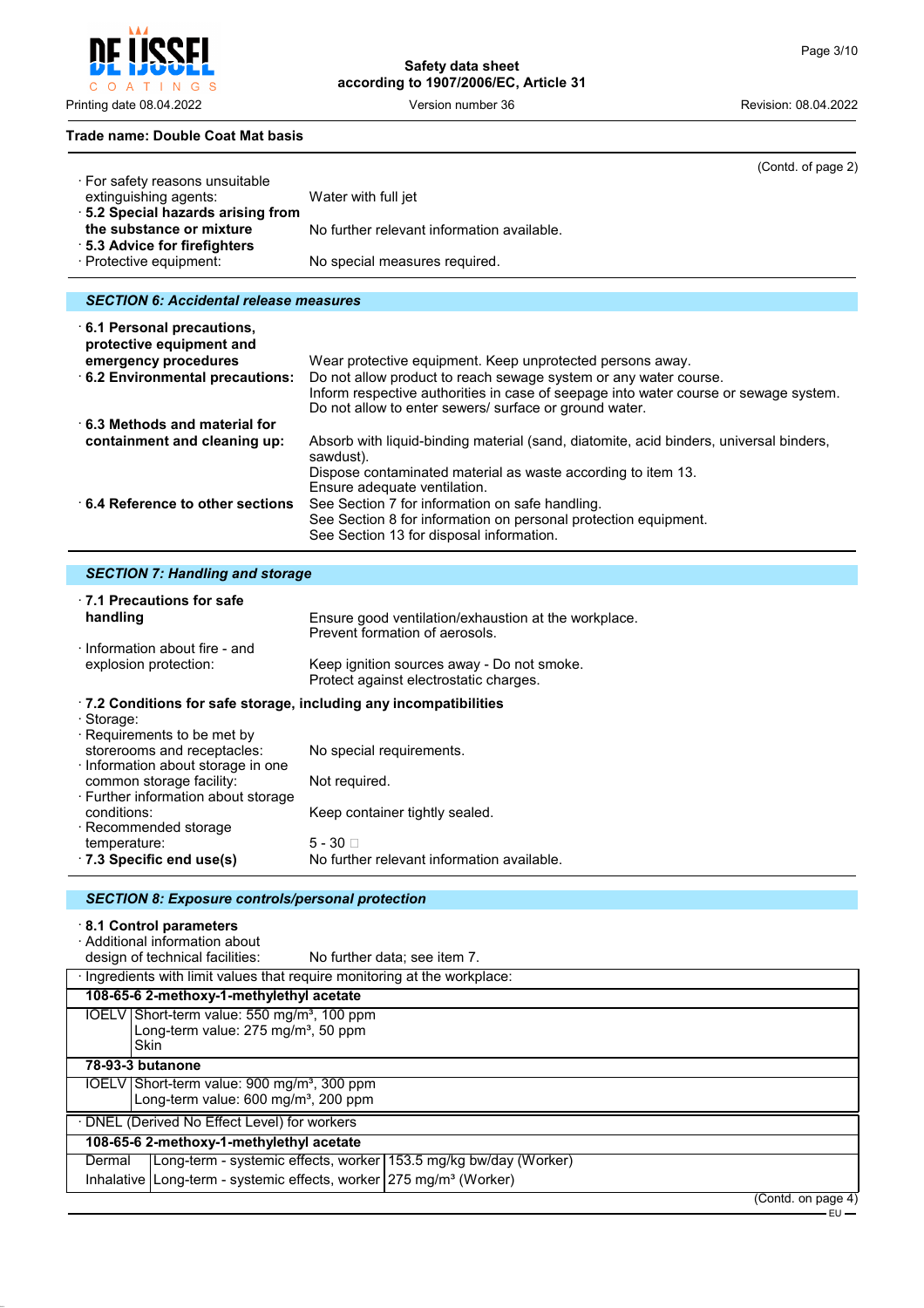Trade name: Double Coat Mat basis

(Contd. of page 2)

· For safety reasons unsuitable extinguishing agents: Water with full jet
· **5.2 Special hazards arising from the substance or mixture** No further relevant information available.
· **5.3 Advice for firefighters**
· Protective equipment: No special measures required.

## *SECTION 6: Accidental release measures*

· **6.1 Personal precautions, protective equipment and emergency procedures** Wear protective equipment. Keep unprotected persons away.
· **6.2 Environmental precautions:** Do not allow product to reach sewage system or any water course.
Inform respective authorities in case of seepage into water course or sewage system.
Do not allow to enter sewers/ surface or ground water.
· **6.3 Methods and material for containment and cleaning up:** Absorb with liquid-binding material (sand, diatomite, acid binders, universal binders, sawdust).
Dispose contaminated material as waste according to item 13.
Ensure adequate ventilation.
· **6.4 Reference to other sections** See Section 7 for information on safe handling.
See Section 8 for information on personal protection equipment.
See Section 13 for disposal information.

## *SECTION 7: Handling and storage*

· **7.1 Precautions for safe handling** Ensure good ventilation/exhaustion at the workplace.
Prevent formation of aerosols.
· Information about fire - and explosion protection: Keep ignition sources away - Do not smoke.
Protect against electrostatic charges.

· **7.2 Conditions for safe storage, including any incompatibilities**
· Storage:
· Requirements to be met by storerooms and receptacles: No special requirements.
· Information about storage in one common storage facility: Not required.
· Further information about storage conditions: Keep container tightly sealed.
· Recommended storage temperature: 5 - 30 □
· **7.3 Specific end use(s)** No further relevant information available.

## *SECTION 8: Exposure controls/personal protection*

· **8.1 Control parameters**
· Additional information about design of technical facilities: No further data; see item 7.

· Ingredients with limit values that require monitoring at the workplace:

| **108-65-6 2-methoxy-1-methylethyl acetate** | |
|---|---|
| IOELV | Short-term value: 550 mg/m³, 100 ppm<br>Long-term value: 275 mg/m³, 50 ppm<br>Skin |
| **78-93-3 butanone** | |
| IOELV | Short-term value: 900 mg/m³, 300 ppm<br>Long-term value: 600 mg/m³, 200 ppm |

· DNEL (Derived No Effect Level) for workers

| **108-65-6 2-methoxy-1-methylethyl acetate** | | |
|---|---|---|
| Dermal | Long-term - systemic effects, worker | 153.5 mg/kg bw/day (Worker) |
| Inhalative | Long-term - systemic effects, worker | 275 mg/m³ (Worker) |

(Contd. on page 4)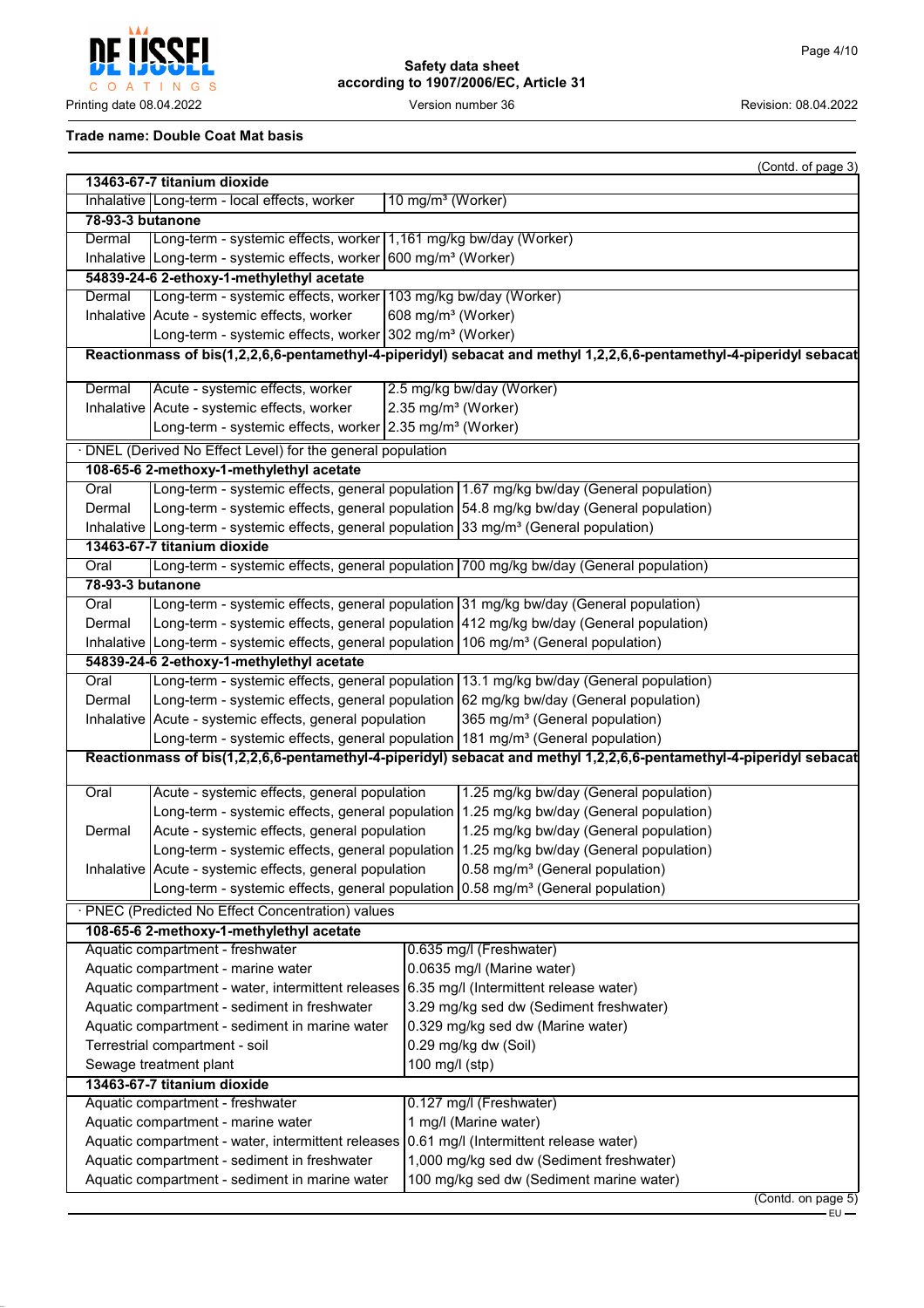**Trade name: Double Coat Mat basis**

(Contd. of page 3)

| | | |
|---|---|---|
| **13463-67-7 titanium dioxide** | | |
| Inhalative | Long-term - local effects, worker | 10 mg/m³ (Worker) |
| **78-93-3 butanone** | | |
| Dermal | Long-term - systemic effects, worker | 1,161 mg/kg bw/day (Worker) |
| Inhalative | Long-term - systemic effects, worker | 600 mg/m³ (Worker) |
| **54839-24-6 2-ethoxy-1-methylethyl acetate** | | |
| Dermal | Long-term - systemic effects, worker | 103 mg/kg bw/day (Worker) |
| Inhalative | Acute - systemic effects, worker | 608 mg/m³ (Worker) |
| | Long-term - systemic effects, worker | 302 mg/m³ (Worker) |
| **Reactionmass of bis(1,2,2,6,6-pentamethyl-4-piperidyl) sebacat and methyl 1,2,2,6,6-pentamethyl-4-piperidyl sebacat** | | |
| Dermal | Acute - systemic effects, worker | 2.5 mg/kg bw/day (Worker) |
| Inhalative | Acute - systemic effects, worker | 2.35 mg/m³ (Worker) |
| | Long-term - systemic effects, worker | 2.35 mg/m³ (Worker) |

· DNEL (Derived No Effect Level) for the general population

| | | |
|---|---|---|
| **108-65-6 2-methoxy-1-methylethyl acetate** | | |
| Oral | Long-term - systemic effects, general population | 1.67 mg/kg bw/day (General population) |
| Dermal | Long-term - systemic effects, general population | 54.8 mg/kg bw/day (General population) |
| Inhalative | Long-term - systemic effects, general population | 33 mg/m³ (General population) |
| **13463-67-7 titanium dioxide** | | |
| Oral | Long-term - systemic effects, general population | 700 mg/kg bw/day (General population) |
| **78-93-3 butanone** | | |
| Oral | Long-term - systemic effects, general population | 31 mg/kg bw/day (General population) |
| Dermal | Long-term - systemic effects, general population | 412 mg/kg bw/day (General population) |
| Inhalative | Long-term - systemic effects, general population | 106 mg/m³ (General population) |
| **54839-24-6 2-ethoxy-1-methylethyl acetate** | | |
| Oral | Long-term - systemic effects, general population | 13.1 mg/kg bw/day (General population) |
| Dermal | Long-term - systemic effects, general population | 62 mg/kg bw/day (General population) |
| Inhalative | Acute - systemic effects, general population | 365 mg/m³ (General population) |
| | Long-term - systemic effects, general population | 181 mg/m³ (General population) |
| **Reactionmass of bis(1,2,2,6,6-pentamethyl-4-piperidyl) sebacat and methyl 1,2,2,6,6-pentamethyl-4-piperidyl sebacat** | | |
| Oral | Acute - systemic effects, general population | 1.25 mg/kg bw/day (General population) |
| | Long-term - systemic effects, general population | 1.25 mg/kg bw/day (General population) |
| Dermal | Acute - systemic effects, general population | 1.25 mg/kg bw/day (General population) |
| | Long-term - systemic effects, general population | 1.25 mg/kg bw/day (General population) |
| Inhalative | Acute - systemic effects, general population | 0.58 mg/m³ (General population) |
| | Long-term - systemic effects, general population | 0.58 mg/m³ (General population) |

· PNEC (Predicted No Effect Concentration) values

| | |
|---|---|
| **108-65-6 2-methoxy-1-methylethyl acetate** | |
| Aquatic compartment - freshwater | 0.635 mg/l (Freshwater) |
| Aquatic compartment - marine water | 0.0635 mg/l (Marine water) |
| Aquatic compartment - water, intermittent releases | 6.35 mg/l (Intermittent release water) |
| Aquatic compartment - sediment in freshwater | 3.29 mg/kg sed dw (Sediment freshwater) |
| Aquatic compartment - sediment in marine water | 0.329 mg/kg sed dw (Marine water) |
| Terrestrial compartment - soil | 0.29 mg/kg dw (Soil) |
| Sewage treatment plant | 100 mg/l (stp) |
| **13463-67-7 titanium dioxide** | |
| Aquatic compartment - freshwater | 0.127 mg/l (Freshwater) |
| Aquatic compartment - marine water | 1 mg/l (Marine water) |
| Aquatic compartment - water, intermittent releases | 0.61 mg/l (Intermittent release water) |
| Aquatic compartment - sediment in freshwater | 1,000 mg/kg sed dw (Sediment freshwater) |
| Aquatic compartment - sediment in marine water | 100 mg/kg sed dw (Sediment marine water) |

(Contd. on page 5)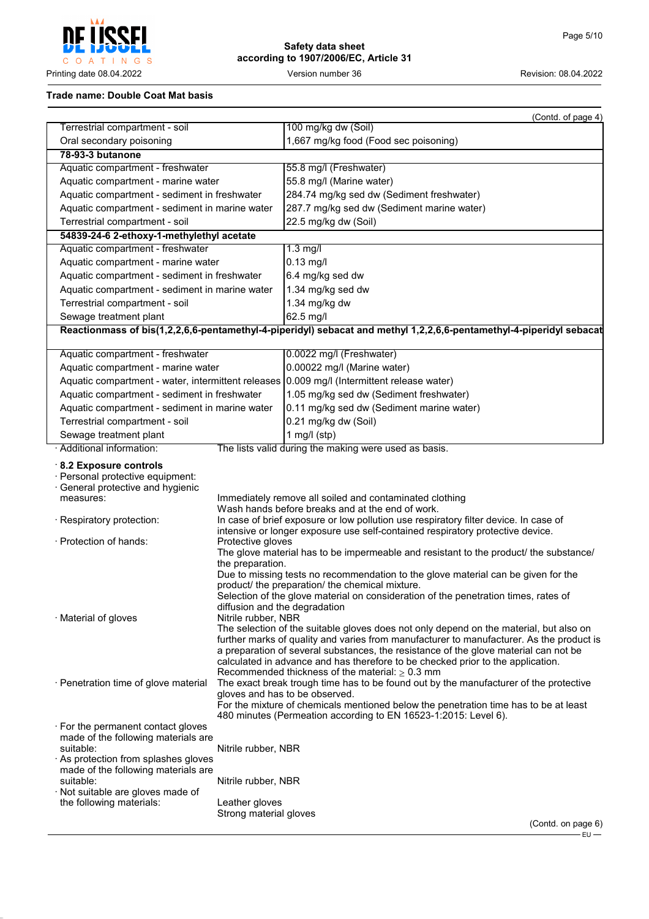Trade name: Double Coat Mat basis

(Contd. of page 4)

| | |
|---|---|
| Terrestrial compartment - soil | 100 mg/kg dw (Soil) |
| Oral secondary poisoning | 1,667 mg/kg food (Food sec poisoning) |
| **78-93-3 butanone** | |
| Aquatic compartment - freshwater | 55.8 mg/l (Freshwater) |
| Aquatic compartment - marine water | 55.8 mg/l (Marine water) |
| Aquatic compartment - sediment in freshwater | 284.74 mg/kg sed dw (Sediment freshwater) |
| Aquatic compartment - sediment in marine water | 287.7 mg/kg sed dw (Sediment marine water) |
| Terrestrial compartment - soil | 22.5 mg/kg dw (Soil) |
| **54839-24-6 2-ethoxy-1-methylethyl acetate** | |
| Aquatic compartment - freshwater | 1.3 mg/l |
| Aquatic compartment - marine water | 0.13 mg/l |
| Aquatic compartment - sediment in freshwater | 6.4 mg/kg sed dw |
| Aquatic compartment - sediment in marine water | 1.34 mg/kg sed dw |
| Terrestrial compartment - soil | 1.34 mg/kg dw |
| Sewage treatment plant | 62.5 mg/l |
| **Reactionmass of bis(1,2,2,6,6-pentamethyl-4-piperidyl) sebacate and methyl 1,2,2,6,6-pentamethyl-4-piperidyl sebacate** | |
| Aquatic compartment - freshwater | 0.0022 mg/l (Freshwater) |
| Aquatic compartment - marine water | 0.00022 mg/l (Marine water) |
| Aquatic compartment - water, intermittent releases | 0.009 mg/l (Intermittent release water) |
| Aquatic compartment - sediment in freshwater | 1.05 mg/kg sed dw (Sediment freshwater) |
| Aquatic compartment - sediment in marine water | 0.11 mg/kg sed dw (Sediment marine water) |
| Terrestrial compartment - soil | 0.21 mg/kg dw (Soil) |
| Sewage treatment plant | 1 mg/l (stp) |

· Additional information: The lists valid during the making were used as basis.

## · 8.2 Exposure controls

· Personal protective equipment:

· General protective and hygienic measures:
Immediately remove all soiled and contaminated clothing
Wash hands before breaks and at the end of work.

· Respiratory protection:
In case of brief exposure or low pollution use respiratory filter device. In case of intensive or longer exposure use self-contained respiratory protective device.

· Protection of hands:
Protective gloves
The glove material has to be impermeable and resistant to the product/ the substance/ the preparation.
Due to missing tests no recommendation to the glove material can be given for the product/ the preparation/ the chemical mixture.
Selection of the glove material on consideration of the penetration times, rates of diffusion and the degradation

· Material of gloves
Nitrile rubber, NBR
The selection of the suitable gloves does not only depend on the material, but also on further marks of quality and varies from manufacturer to manufacturer. As the product is a preparation of several substances, the resistance of the glove material can not be calculated in advance and has therefore to be checked prior to the application.
Recommended thickness of the material: ≥ 0.3 mm

· Penetration time of glove material
The exact break trough time has to be found out by the manufacturer of the protective gloves and has to be observed.
For the mixture of chemicals mentioned below the penetration time has to be at least 480 minutes (Permeation according to EN 16523-1:2015: Level 6).

· For the permanent contact gloves made of the following materials are suitable:
Nitrile rubber, NBR

· As protection from splashes gloves made of the following materials are suitable:
Nitrile rubber, NBR

· Not suitable are gloves made of the following materials:
Leather gloves
Strong material gloves

(Contd. on page 6)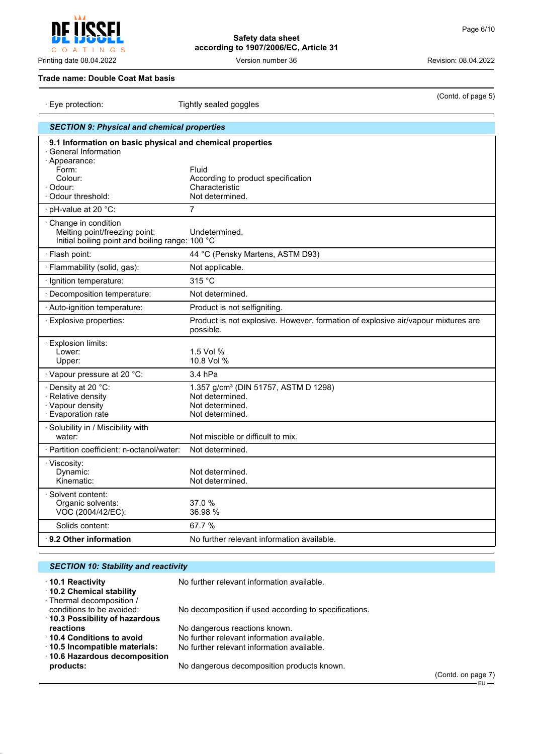**Trade name: Double Coat Mat basis**

(Contd. of page 5)

· Eye protection: Tightly sealed goggles

## SECTION 9: Physical and chemical properties

| · **9.1 Information on basic physical and chemical properties** | |
|---|---|
| · General Information | |
| · Appearance: | |
| Form: | Fluid |
| Colour: | According to product specification |
| · Odour: | Characteristic |
| · Odour threshold: | Not determined. |
| · pH-value at 20 °C: | 7 |
| · Change in condition | |
| Melting point/freezing point: | Undetermined. |
| Initial boiling point and boiling range: | 100 °C |
| · Flash point: | 44 °C (Pensky Martens, ASTM D93) |
| · Flammability (solid, gas): | Not applicable. |
| · Ignition temperature: | 315 °C |
| · Decomposition temperature: | Not determined. |
| · Auto-ignition temperature: | Product is not selfigniting. |
| · Explosive properties: | Product is not explosive. However, formation of explosive air/vapour mixtures are possible. |
| · Explosion limits: | |
| Lower: | 1.5 Vol % |
| Upper: | 10.8 Vol % |
| · Vapour pressure at 20 °C: | 3.4 hPa |
| · Density at 20 °C: | 1.357 g/cm³ (DIN 51757, ASTM D 1298) |
| · Relative density | Not determined. |
| · Vapour density | Not determined. |
| · Evaporation rate | Not determined. |
| · Solubility in / Miscibility with water: | Not miscible or difficult to mix. |
| · Partition coefficient: n-octanol/water: | Not determined. |
| · Viscosity: | |
| Dynamic: | Not determined. |
| Kinematic: | Not determined. |
| · Solvent content: | |
| Organic solvents: | 37.0 % |
| VOC (2004/42/EC): | 36.98 % |
| Solids content: | 67.7 % |
| · **9.2 Other information** | No further relevant information available. |

## SECTION 10: Stability and reactivity

· **10.1 Reactivity** No further relevant information available.

· **10.2 Chemical stability**

· Thermal decomposition / conditions to be avoided: No decomposition if used according to specifications.

· **10.3 Possibility of hazardous reactions** No dangerous reactions known.

· **10.4 Conditions to avoid** No further relevant information available.

· **10.5 Incompatible materials:** No further relevant information available.

· **10.6 Hazardous decomposition products:** No dangerous decomposition products known.

(Contd. on page 7)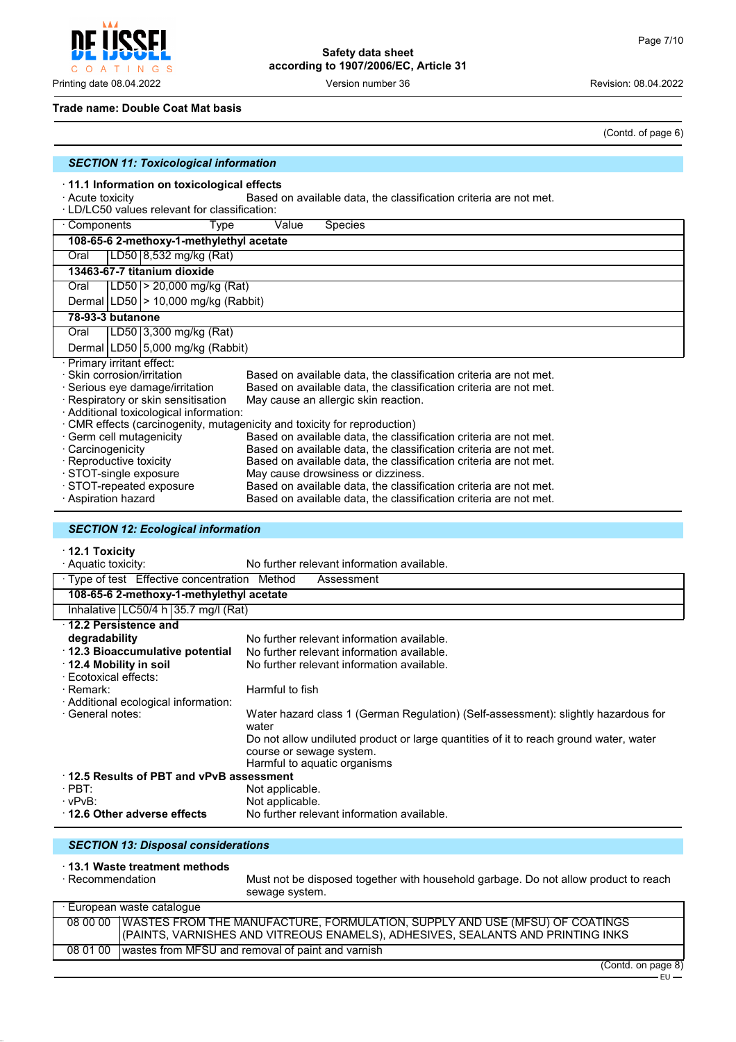**Trade name: Double Coat Mat basis**

(Contd. of page 6)

## SECTION 11: Toxicological information

· **11.1 Information on toxicological effects**

· Acute toxicity — Based on available data, the classification criteria are not met.

· LD/LC50 values relevant for classification:

| · Components | Type | Value | Species |
|---|---|---|---|
| **108-65-6 2-methoxy-1-methylethyl acetate** | | | |
| Oral | LD50 | 8,532 mg/kg (Rat) | |
| **13463-67-7 titanium dioxide** | | | |
| Oral | LD50 | > 20,000 mg/kg (Rat) | |
| Dermal | LD50 | > 10,000 mg/kg (Rabbit) | |
| **78-93-3 butanone** | | | |
| Oral | LD50 | 3,300 mg/kg (Rat) | |
| Dermal | LD50 | 5,000 mg/kg (Rabbit) | |

· Primary irritant effect:

· Skin corrosion/irritation — Based on available data, the classification criteria are not met.

· Serious eye damage/irritation — Based on available data, the classification criteria are not met.

· Respiratory or skin sensitisation — May cause an allergic skin reaction.

· Additional toxicological information:

· CMR effects (carcinogenity, mutagenicity and toxicity for reproduction)

· Germ cell mutagenicity — Based on available data, the classification criteria are not met.

· Carcinogenicity — Based on available data, the classification criteria are not met.

· Reproductive toxicity — Based on available data, the classification criteria are not met.

· STOT-single exposure — May cause drowsiness or dizziness.

· STOT-repeated exposure — Based on available data, the classification criteria are not met.

· Aspiration hazard — Based on available data, the classification criteria are not met.

## SECTION 12: Ecological information

· **12.1 Toxicity**

· Aquatic toxicity: — No further relevant information available.

| · Type of test | Effective concentration | Method | Assessment |
|---|---|---|---|
| **108-65-6 2-methoxy-1-methylethyl acetate** | | | |
| Inhalative | LC50/4 h | 35.7 mg/l (Rat) | |

· **12.2 Persistence and degradability** — No further relevant information available.

· **12.3 Bioaccumulative potential** — No further relevant information available.

· **12.4 Mobility in soil** — No further relevant information available.

· Ecotoxical effects:

· Remark: — Harmful to fish

· Additional ecological information:

· General notes: — Water hazard class 1 (German Regulation) (Self-assessment): slightly hazardous for water
Do not allow undiluted product or large quantities of it to reach ground water, water course or sewage system.
Harmful to aquatic organisms

· **12.5 Results of PBT and vPvB assessment**

· PBT: — Not applicable.

· vPvB: — Not applicable.

· **12.6 Other adverse effects** — No further relevant information available.

## SECTION 13: Disposal considerations

· **13.1 Waste treatment methods**

· Recommendation — Must not be disposed together with household garbage. Do not allow product to reach sewage system.

| · European waste catalogue | |
|---|---|
| 08 00 00 | WASTES FROM THE MANUFACTURE, FORMULATION, SUPPLY AND USE (MFSU) OF COATINGS (PAINTS, VARNISHES AND VITREOUS ENAMELS), ADHESIVES, SEALANTS AND PRINTING INKS |
| 08 01 00 | wastes from MFSU and removal of paint and varnish |

(Contd. on page 8)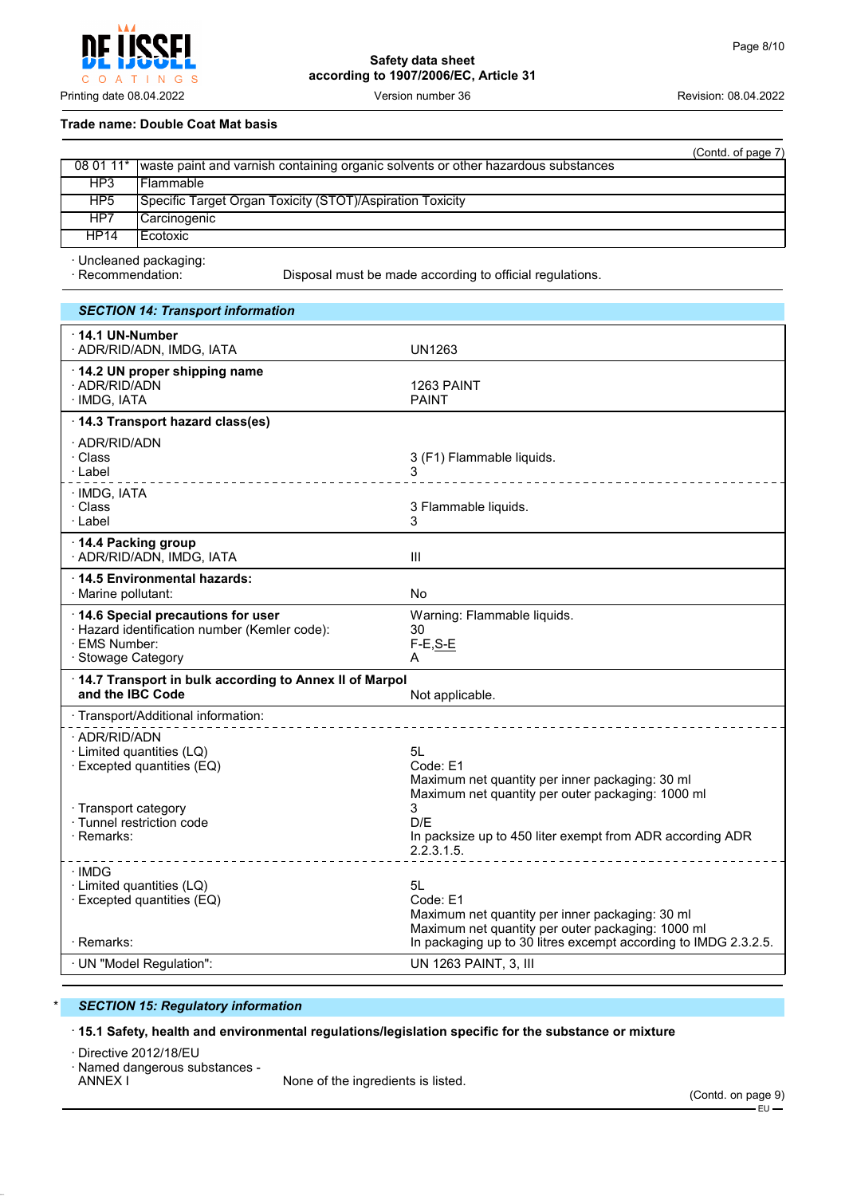**Trade name: Double Coat Mat basis**

(Contd. of page 7)

| 08 01 11* | waste paint and varnish containing organic solvents or other hazardous substances |
|---|---|
| HP3 | Flammable |
| HP5 | Specific Target Organ Toxicity (STOT)/Aspiration Toxicity |
| HP7 | Carcinogenic |
| HP14 | Ecotoxic |

· Uncleaned packaging:
· Recommendation: Disposal must be made according to official regulations.

## SECTION 14: Transport information

| | |
|---|---|
| **· 14.1 UN-Number** | |
| · ADR/RID/ADN, IMDG, IATA | UN1263 |
| **· 14.2 UN proper shipping name** | |
| · ADR/RID/ADN | 1263 PAINT |
| · IMDG, IATA | PAINT |
| **· 14.3 Transport hazard class(es)** | |
| · ADR/RID/ADN | |
| · Class | 3 (F1) Flammable liquids. |
| · Label | 3 |
| · IMDG, IATA | |
| · Class | 3 Flammable liquids. |
| · Label | 3 |
| **· 14.4 Packing group** | |
| · ADR/RID/ADN, IMDG, IATA | III |
| **· 14.5 Environmental hazards:** | |
| · Marine pollutant: | No |
| **· 14.6 Special precautions for user** | Warning: Flammable liquids. |
| · Hazard identification number (Kemler code): | 30 |
| · EMS Number: | F-E,S-E |
| · Stowage Category | A |
| **· 14.7 Transport in bulk according to Annex II of Marpol and the IBC Code** | Not applicable. |
| · Transport/Additional information: | |
| · ADR/RID/ADN | |
| · Limited quantities (LQ) | 5L |
| · Excepted quantities (EQ) | Code: E1<br>Maximum net quantity per inner packaging: 30 ml<br>Maximum net quantity per outer packaging: 1000 ml |
| · Transport category | 3 |
| · Tunnel restriction code | D/E |
| · Remarks: | In packsize up to 450 liter exempt from ADR according ADR 2.2.3.1.5. |
| · IMDG | |
| · Limited quantities (LQ) | 5L |
| · Excepted quantities (EQ) | Code: E1<br>Maximum net quantity per inner packaging: 30 ml<br>Maximum net quantity per outer packaging: 1000 ml |
| · Remarks: | In packaging up to 30 litres excempt according to IMDG 2.3.2.5. |
| · UN "Model Regulation": | UN 1263 PAINT, 3, III |

## * SECTION 15: Regulatory information

**· 15.1 Safety, health and environmental regulations/legislation specific for the substance or mixture**

· Directive 2012/18/EU
· Named dangerous substances - ANNEX I    None of the ingredients is listed.

(Contd. on page 9)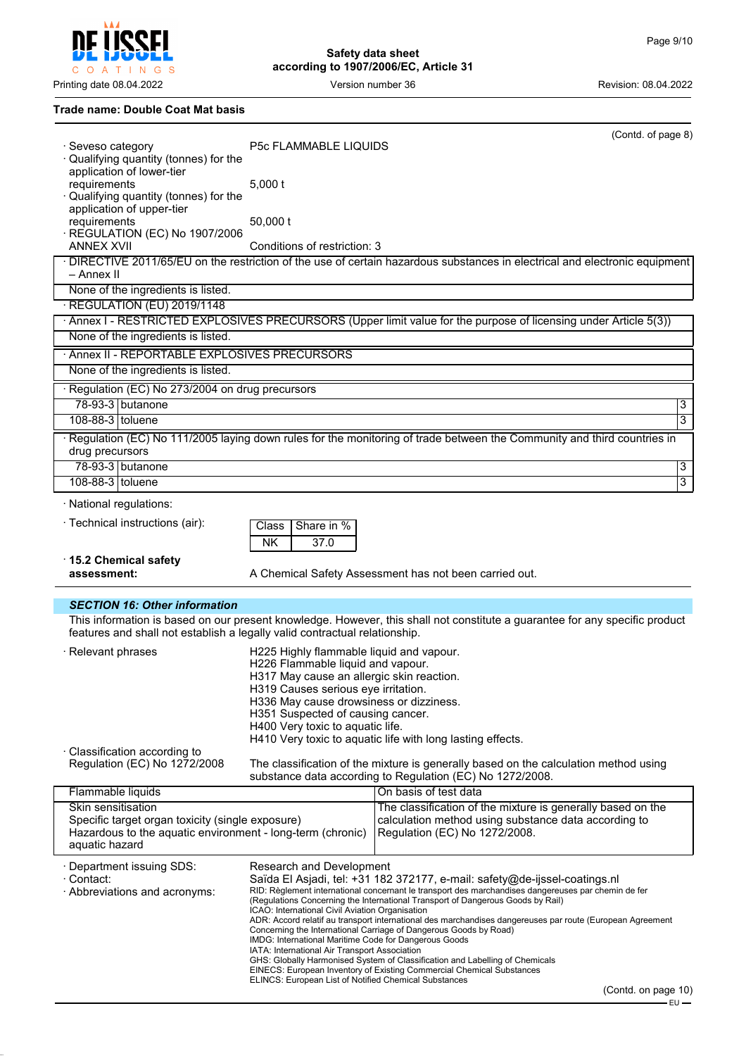**Trade name: Double Coat Mat basis**

(Contd. of page 8)

- · Seveso category: P5c FLAMMABLE LIQUIDS
- · Qualifying quantity (tonnes) for the application of lower-tier requirements: 5,000 t
- · Qualifying quantity (tonnes) for the application of upper-tier requirements: 50,000 t
- · REGULATION (EC) No 1907/2006 ANNEX XVII: Conditions of restriction: 3

· DIRECTIVE 2011/65/EU on the restriction of the use of certain hazardous substances in electrical and electronic equipment – Annex II

None of the ingredients is listed.

· REGULATION (EU) 2019/1148

· Annex I - RESTRICTED EXPLOSIVES PRECURSORS (Upper limit value for the purpose of licensing under Article 5(3))

None of the ingredients is listed.

· Annex II - REPORTABLE EXPLOSIVES PRECURSORS

None of the ingredients is listed.

· Regulation (EC) No 273/2004 on drug precursors

| | | |
|---|---|---|
| 78-93-3 | butanone | 3 |
| 108-88-3 | toluene | 3 |

· Regulation (EC) No 111/2005 laying down rules for the monitoring of trade between the Community and third countries in drug precursors

| | | |
|---|---|---|
| 78-93-3 | butanone | 3 |
| 108-88-3 | toluene | 3 |

· National regulations:

· Technical instructions (air):

| Class | Share in % |
|---|---|
| NK | 37.0 |

· **15.2 Chemical safety assessment:** A Chemical Safety Assessment has not been carried out.

## *SECTION 16: Other information*

This information is based on our present knowledge. However, this shall not constitute a guarantee for any specific product features and shall not establish a legally valid contractual relationship.

· Relevant phrases

H225 Highly flammable liquid and vapour.
H226 Flammable liquid and vapour.
H317 May cause an allergic skin reaction.
H319 Causes serious eye irritation.
H336 May cause drowsiness or dizziness.
H351 Suspected of causing cancer.
H400 Very toxic to aquatic life.
H410 Very toxic to aquatic life with long lasting effects.

· Classification according to Regulation (EC) No 1272/2008: The classification of the mixture is generally based on the calculation method using substance data according to Regulation (EC) No 1272/2008.

| | |
|---|---|
| Flammable liquids | On basis of test data |
| Skin sensitisation<br>Specific target organ toxicity (single exposure)<br>Hazardous to the aquatic environment - long-term (chronic) aquatic hazard | The classification of the mixture is generally based on the calculation method using substance data according to Regulation (EC) No 1272/2008. |

· Department issuing SDS: Research and Development

· Contact: Saïda El Asjadi, tel: +31 182 372177, e-mail: safety@de-ijssel-coatings.nl

· Abbreviations and acronyms:

RID: Règlement international concernant le transport des marchandises dangereuses par chemin de fer (Regulations Concerning the International Transport of Dangerous Goods by Rail)
ICAO: International Civil Aviation Organisation
ADR: Accord relatif au transport international des marchandises dangereuses par route (European Agreement Concerning the International Carriage of Dangerous Goods by Road)
IMDG: International Maritime Code for Dangerous Goods
IATA: International Air Transport Association
GHS: Globally Harmonised System of Classification and Labelling of Chemicals
EINECS: European Inventory of Existing Commercial Chemical Substances
ELINCS: European List of Notified Chemical Substances

(Contd. on page 10)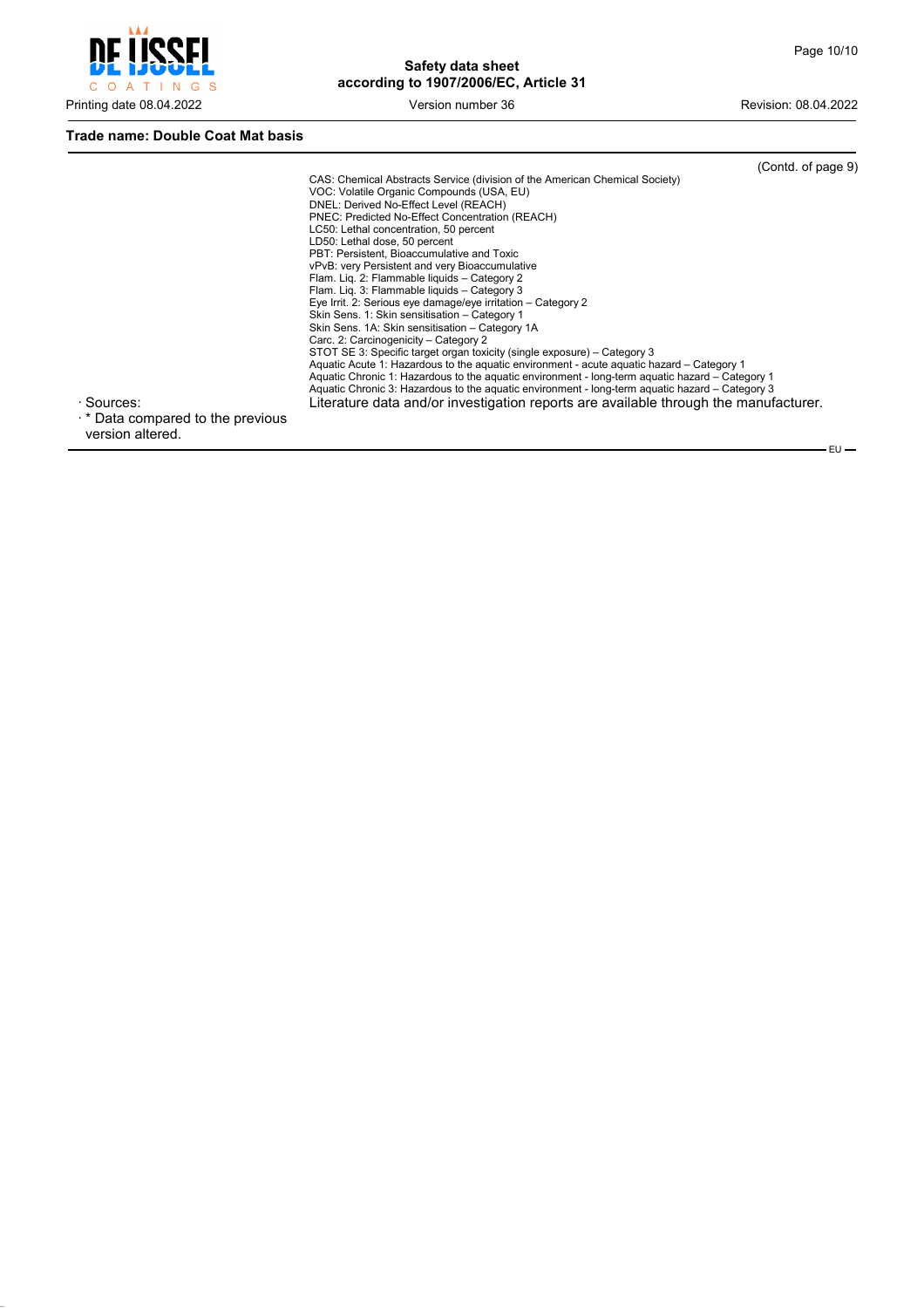**Trade name: Double Coat Mat basis**

(Contd. of page 9)

CAS: Chemical Abstracts Service (division of the American Chemical Society)
VOC: Volatile Organic Compounds (USA, EU)
DNEL: Derived No-Effect Level (REACH)
PNEC: Predicted No-Effect Concentration (REACH)
LC50: Lethal concentration, 50 percent
LD50: Lethal dose, 50 percent
PBT: Persistent, Bioaccumulative and Toxic
vPvB: very Persistent and very Bioaccumulative
Flam. Liq. 2: Flammable liquids – Category 2
Flam. Liq. 3: Flammable liquids – Category 3
Eye Irrit. 2: Serious eye damage/eye irritation – Category 2
Skin Sens. 1: Skin sensitisation – Category 1
Skin Sens. 1A: Skin sensitisation – Category 1A
Carc. 2: Carcinogenicity – Category 2
STOT SE 3: Specific target organ toxicity (single exposure) – Category 3
Aquatic Acute 1: Hazardous to the aquatic environment - acute aquatic hazard – Category 1
Aquatic Chronic 1: Hazardous to the aquatic environment - long-term aquatic hazard – Category 1
Aquatic Chronic 3: Hazardous to the aquatic environment - long-term aquatic hazard – Category 3

· Sources: Literature data and/or investigation reports are available through the manufacturer.

· * Data compared to the previous version altered.

EU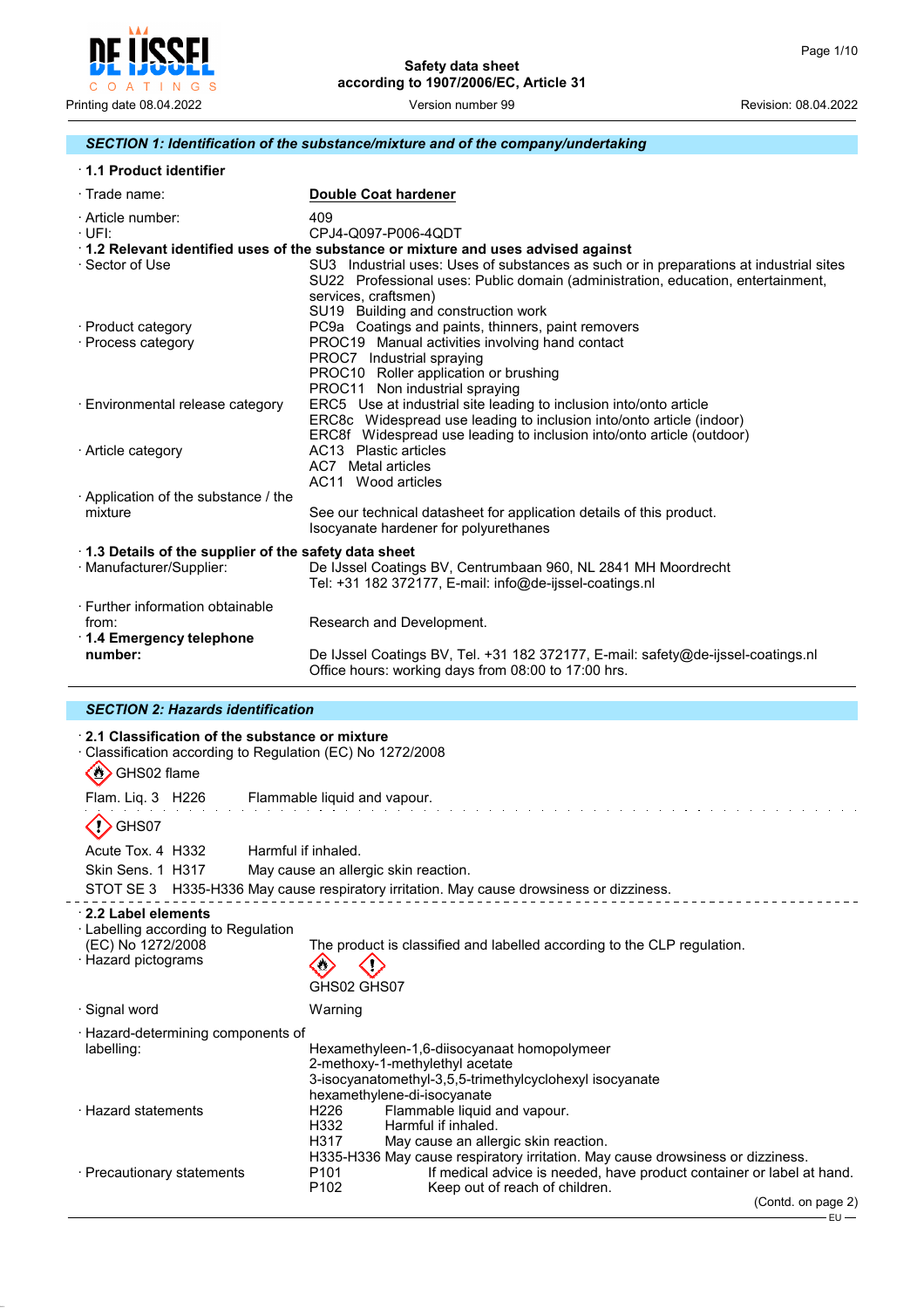# Safety data sheet
according to 1907/2006/EC, Article 31

Printing date 08.04.2022 | Version number 99 | Revision: 08.04.2022

## SECTION 1: Identification of the substance/mixture and of the company/undertaking

### · 1.1 Product identifier

· Trade name: **Double Coat hardener**

· Article number: 409
· UFI: CPJ4-Q097-P006-4QDT

### · 1.2 Relevant identified uses of the substance or mixture and uses advised against

· Sector of Use
SU3 Industrial uses: Uses of substances as such or in preparations at industrial sites
SU22 Professional uses: Public domain (administration, education, entertainment, services, craftsmen)
SU19 Building and construction work

· Product category
PC9a Coatings and paints, thinners, paint removers

· Process category
PROC19 Manual activities involving hand contact
PROC7 Industrial spraying
PROC10 Roller application or brushing
PROC11 Non industrial spraying

· Environmental release category
ERC5 Use at industrial site leading to inclusion into/onto article
ERC8c Widespread use leading to inclusion into/onto article (indoor)
ERC8f Widespread use leading to inclusion into/onto article (outdoor)

· Article category
AC13 Plastic articles
AC7 Metal articles
AC11 Wood articles

· Application of the substance / the mixture
See our technical datasheet for application details of this product.
Isocyanate hardener for polyurethanes

### · 1.3 Details of the supplier of the safety data sheet

· Manufacturer/Supplier:
De IJssel Coatings BV, Centrumbaan 960, NL 2841 MH Moordrecht
Tel: +31 182 372177, E-mail: info@de-ijssel-coatings.nl

· Further information obtainable from: Research and Development.

### · 1.4 Emergency telephone number:

De IJssel Coatings BV, Tel. +31 182 372177, E-mail: safety@de-ijssel-coatings.nl
Office hours: working days from 08:00 to 17:00 hrs.

## SECTION 2: Hazards identification

### · 2.1 Classification of the substance or mixture

· Classification according to Regulation (EC) No 1272/2008

GHS02 flame

Flam. Liq. 3 H226 Flammable liquid and vapour.

GHS07

Acute Tox. 4 H332 Harmful if inhaled.

Skin Sens. 1 H317 May cause an allergic skin reaction.

STOT SE 3 H335-H336 May cause respiratory irritation. May cause drowsiness or dizziness.

### · 2.2 Label elements

· Labelling according to Regulation (EC) No 1272/2008
The product is classified and labelled according to the CLP regulation.

· Hazard pictograms
GHS02 GHS07

· Signal word
Warning

· Hazard-determining components of labelling:
Hexamethyleen-1,6-diisocyanaat homopolymeer
2-methoxy-1-methylethyl acetate
3-isocyanatomethyl-3,5,5-trimethylcyclohexyl isocyanate
hexamethylene-di-isocyanate

· Hazard statements
H226 Flammable liquid and vapour.
H332 Harmful if inhaled.
H317 May cause an allergic skin reaction.
H335-H336 May cause respiratory irritation. May cause drowsiness or dizziness.

· Precautionary statements
P101 If medical advice is needed, have product container or label at hand.
P102 Keep out of reach of children.

(Contd. on page 2)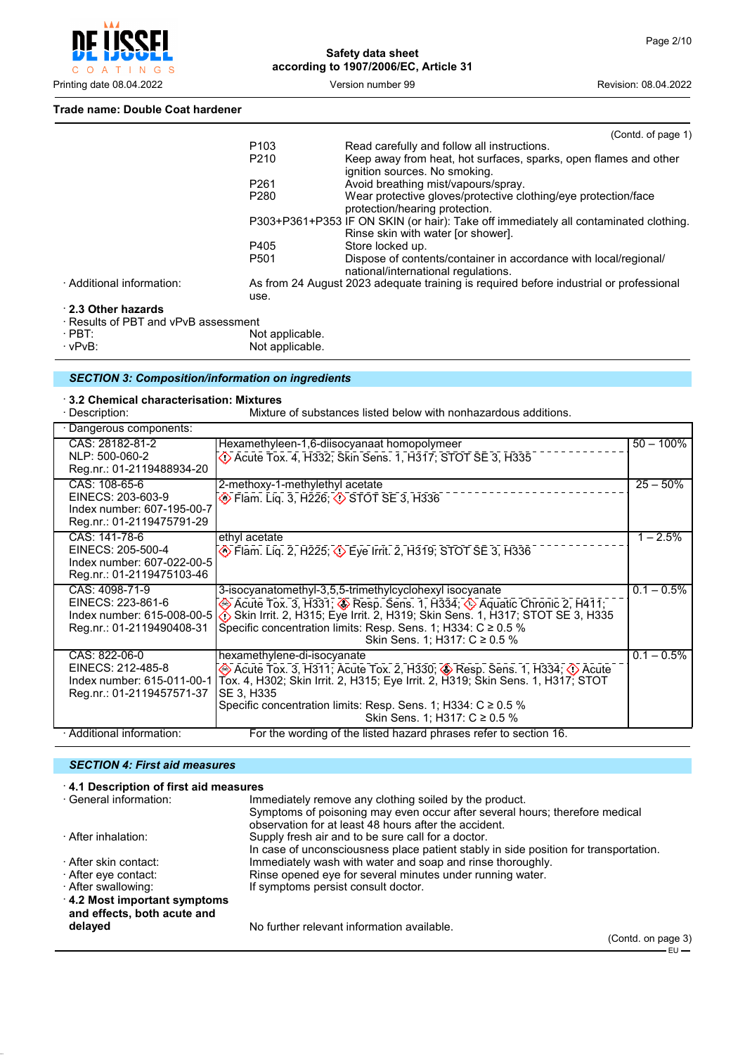**Trade name: Double Coat hardener**

(Contd. of page 1)

| | |
|---|---|
| P103 | Read carefully and follow all instructions. |
| P210 | Keep away from heat, hot surfaces, sparks, open flames and other ignition sources. No smoking. |
| P261 | Avoid breathing mist/vapours/spray. |
| P280 | Wear protective gloves/protective clothing/eye protection/face protection/hearing protection. |
| P303+P361+P353 | IF ON SKIN (or hair): Take off immediately all contaminated clothing. Rinse skin with water [or shower]. |
| P405 | Store locked up. |
| P501 | Dispose of contents/container in accordance with local/regional/national/international regulations. |

· Additional information: As from 24 August 2023 adequate training is required before industrial or professional use.

### · 2.3 Other hazards

· Results of PBT and vPvB assessment
· PBT: Not applicable.
· vPvB: Not applicable.

## SECTION 3: Composition/information on ingredients

### · 3.2 Chemical characterisation: Mixtures

· Description: Mixture of substances listed below with nonhazardous additions.

· Dangerous components:

| Identifiers | Substance / Classification | Concentration |
|---|---|---|
| CAS: 28182-81-2<br>NLP: 500-060-2<br>Reg.nr.: 01-2119488934-20 | Hexamethyleen-1,6-diisocyanaat homopolymeer<br>Acute Tox. 4, H332; Skin Sens. 1, H317; STOT SE 3, H335 | 50 – 100% |
| CAS: 108-65-6<br>EINECS: 203-603-9<br>Index number: 607-195-00-7<br>Reg.nr.: 01-2119475791-29 | 2-methoxy-1-methylethyl acetate<br>Flam. Liq. 3, H226; STOT SE 3, H336 | 25 – 50% |
| CAS: 141-78-6<br>EINECS: 205-500-4<br>Index number: 607-022-00-5<br>Reg.nr.: 01-2119475103-46 | ethyl acetate<br>Flam. Liq. 2, H225; Eye Irrit. 2, H319; STOT SE 3, H336 | 1 – 2.5% |
| CAS: 4098-71-9<br>EINECS: 223-861-6<br>Index number: 615-008-00-5<br>Reg.nr.: 01-2119490408-31 | 3-isocyanatomethyl-3,5,5-trimethylcyclohexyl isocyanate<br>Acute Tox. 3, H331; Resp. Sens. 1, H334; Aquatic Chronic 2, H411; Skin Irrit. 2, H315; Eye Irrit. 2, H319; Skin Sens. 1, H317; STOT SE 3, H335<br>Specific concentration limits: Resp. Sens. 1; H334: C ≥ 0.5 %<br>Skin Sens. 1; H317: C ≥ 0.5 % | 0.1 – 0.5% |
| CAS: 822-06-0<br>EINECS: 212-485-8<br>Index number: 615-011-00-1<br>Reg.nr.: 01-2119457571-37 | hexamethylene-di-isocyanate<br>Acute Tox. 3, H311; Acute Tox. 2, H330; Resp. Sens. 1, H334; Acute Tox. 4, H302; Skin Irrit. 2, H315; Eye Irrit. 2, H319; Skin Sens. 1, H317; STOT SE 3, H335<br>Specific concentration limits: Resp. Sens. 1; H334: C ≥ 0.5 %<br>Skin Sens. 1; H317: C ≥ 0.5 % | 0.1 – 0.5% |

· Additional information: For the wording of the listed hazard phrases refer to section 16.

## SECTION 4: First aid measures

### · 4.1 Description of first aid measures

· General information: Immediately remove any clothing soiled by the product. Symptoms of poisoning may even occur after several hours; therefore medical observation for at least 48 hours after the accident.

· After inhalation: Supply fresh air and to be sure call for a doctor. In case of unconsciousness place patient stably in side position for transportation.

· After skin contact: Immediately wash with water and soap and rinse thoroughly.

· After eye contact: Rinse opened eye for several minutes under running water.

· After swallowing: If symptoms persist consult doctor.

### · 4.2 Most important symptoms and effects, both acute and delayed

No further relevant information available.

(Contd. on page 3)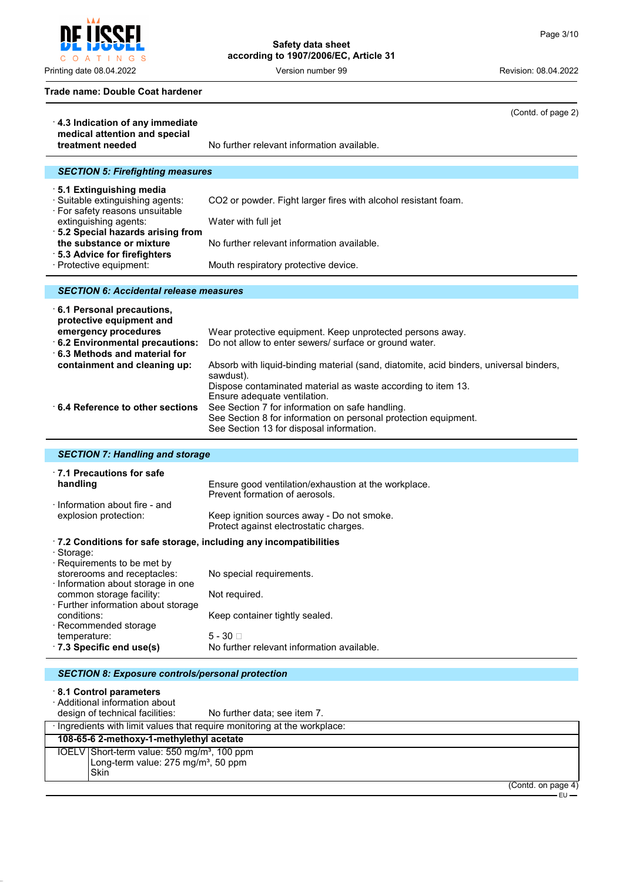Trade name: Double Coat hardener

(Contd. of page 2)

· **4.3 Indication of any immediate medical attention and special treatment needed** No further relevant information available.

## SECTION 5: Firefighting measures

· **5.1 Extinguishing media**
· Suitable extinguishing agents: CO2 or powder. Fight larger fires with alcohol resistant foam.
· For safety reasons unsuitable extinguishing agents: Water with full jet
· **5.2 Special hazards arising from the substance or mixture** No further relevant information available.
· **5.3 Advice for firefighters**
· Protective equipment: Mouth respiratory protective device.

## SECTION 6: Accidental release measures

· **6.1 Personal precautions, protective equipment and emergency procedures** Wear protective equipment. Keep unprotected persons away.
· **6.2 Environmental precautions:** Do not allow to enter sewers/ surface or ground water.
· **6.3 Methods and material for containment and cleaning up:** Absorb with liquid-binding material (sand, diatomite, acid binders, universal binders, sawdust).
Dispose contaminated material as waste according to item 13.
Ensure adequate ventilation.
· **6.4 Reference to other sections** See Section 7 for information on safe handling.
See Section 8 for information on personal protection equipment.
See Section 13 for disposal information.

## SECTION 7: Handling and storage

· **7.1 Precautions for safe handling** Ensure good ventilation/exhaustion at the workplace.
Prevent formation of aerosols.
· Information about fire - and explosion protection: Keep ignition sources away - Do not smoke.
Protect against electrostatic charges.

· **7.2 Conditions for safe storage, including any incompatibilities**
· Storage:
· Requirements to be met by storerooms and receptacles: No special requirements.
· Information about storage in one common storage facility: Not required.
· Further information about storage conditions: Keep container tightly sealed.
· Recommended storage temperature: 5 - 30 
· **7.3 Specific end use(s)** No further relevant information available.

## SECTION 8: Exposure controls/personal protection

· **8.1 Control parameters**
· Additional information about design of technical facilities: No further data; see item 7.

· Ingredients with limit values that require monitoring at the workplace:

| **108-65-6 2-methoxy-1-methylethyl acetate** | |
|---|---|
| IOELV | Short-term value: 550 mg/m³, 100 ppm<br>Long-term value: 275 mg/m³, 50 ppm<br>Skin |

(Contd. on page 4)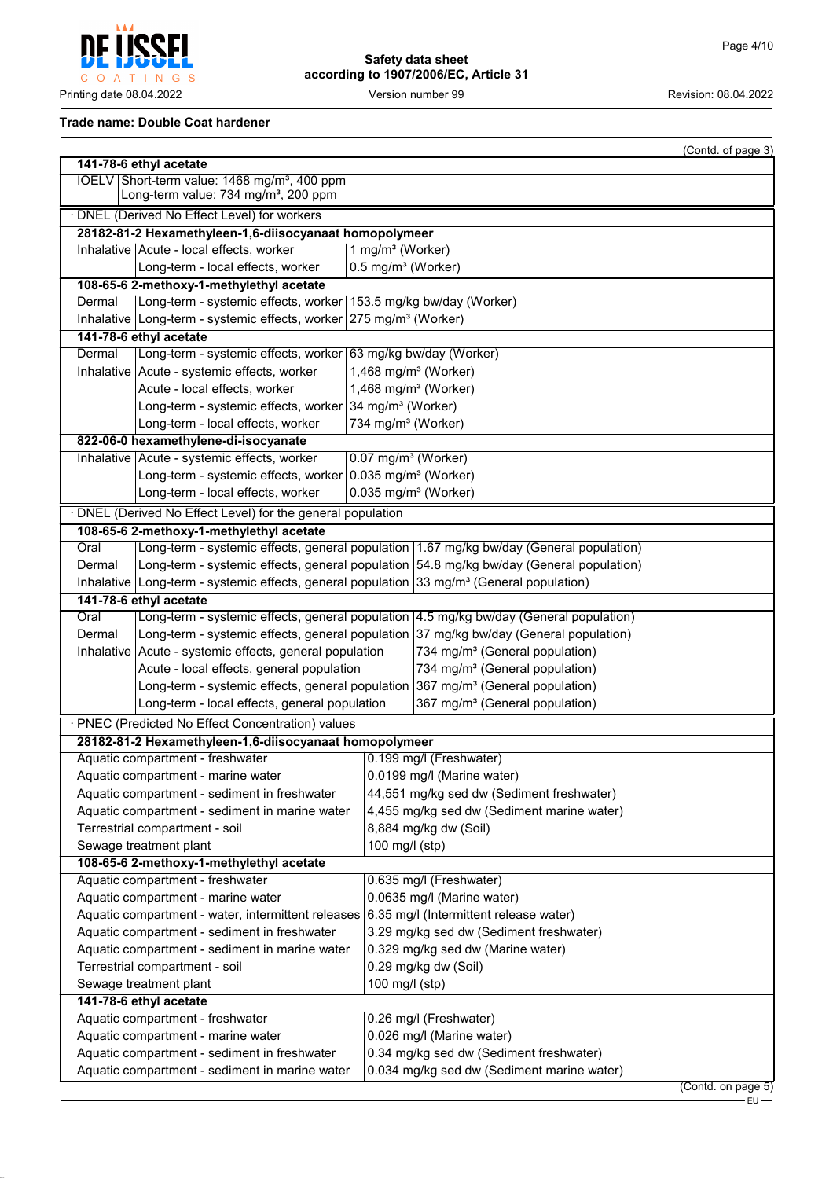**Trade name: Double Coat hardener**

(Contd. of page 3)

| 141-78-6 ethyl acetate | |
|---|---|
| IOELV | Short-term value: 1468 mg/m³, 400 ppm<br>Long-term value: 734 mg/m³, 200 ppm |

· DNEL (Derived No Effect Level) for workers

| | | |
|---|---|---|
| **28182-81-2 Hexamethyleen-1,6-diisocyanaat homopolymeer** | | |
| Inhalative | Acute - local effects, worker | 1 mg/m³ (Worker) |
| | Long-term - local effects, worker | 0.5 mg/m³ (Worker) |
| **108-65-6 2-methoxy-1-methylethyl acetate** | | |
| Dermal | Long-term - systemic effects, worker | 153.5 mg/kg bw/day (Worker) |
| Inhalative | Long-term - systemic effects, worker | 275 mg/m³ (Worker) |
| **141-78-6 ethyl acetate** | | |
| Dermal | Long-term - systemic effects, worker | 63 mg/kg bw/day (Worker) |
| Inhalative | Acute - systemic effects, worker | 1,468 mg/m³ (Worker) |
| | Acute - local effects, worker | 1,468 mg/m³ (Worker) |
| | Long-term - systemic effects, worker | 34 mg/m³ (Worker) |
| | Long-term - local effects, worker | 734 mg/m³ (Worker) |
| **822-06-0 hexamethylene-di-isocyanate** | | |
| Inhalative | Acute - systemic effects, worker | 0.07 mg/m³ (Worker) |
| | Long-term - systemic effects, worker | 0.035 mg/m³ (Worker) |
| | Long-term - local effects, worker | 0.035 mg/m³ (Worker) |

· DNEL (Derived No Effect Level) for the general population

| | | |
|---|---|---|
| **108-65-6 2-methoxy-1-methylethyl acetate** | | |
| Oral | Long-term - systemic effects, general population | 1.67 mg/kg bw/day (General population) |
| Dermal | Long-term - systemic effects, general population | 54.8 mg/kg bw/day (General population) |
| Inhalative | Long-term - systemic effects, general population | 33 mg/m³ (General population) |
| **141-78-6 ethyl acetate** | | |
| Oral | Long-term - systemic effects, general population | 4.5 mg/kg bw/day (General population) |
| Dermal | Long-term - systemic effects, general population | 37 mg/kg bw/day (General population) |
| Inhalative | Acute - systemic effects, general population | 734 mg/m³ (General population) |
| | Acute - local effects, general population | 734 mg/m³ (General population) |
| | Long-term - systemic effects, general population | 367 mg/m³ (General population) |
| | Long-term - local effects, general population | 367 mg/m³ (General population) |

· PNEC (Predicted No Effect Concentration) values

| | |
|---|---|
| **28182-81-2 Hexamethyleen-1,6-diisocyanaat homopolymeer** | |
| Aquatic compartment - freshwater | 0.199 mg/l (Freshwater) |
| Aquatic compartment - marine water | 0.0199 mg/l (Marine water) |
| Aquatic compartment - sediment in freshwater | 44,551 mg/kg sed dw (Sediment freshwater) |
| Aquatic compartment - sediment in marine water | 4,455 mg/kg sed dw (Sediment marine water) |
| Terrestrial compartment - soil | 8,884 mg/kg dw (Soil) |
| Sewage treatment plant | 100 mg/l (stp) |
| **108-65-6 2-methoxy-1-methylethyl acetate** | |
| Aquatic compartment - freshwater | 0.635 mg/l (Freshwater) |
| Aquatic compartment - marine water | 0.0635 mg/l (Marine water) |
| Aquatic compartment - water, intermittent releases | 6.35 mg/l (Intermittent release water) |
| Aquatic compartment - sediment in freshwater | 3.29 mg/kg sed dw (Sediment freshwater) |
| Aquatic compartment - sediment in marine water | 0.329 mg/kg sed dw (Marine water) |
| Terrestrial compartment - soil | 0.29 mg/kg dw (Soil) |
| Sewage treatment plant | 100 mg/l (stp) |
| **141-78-6 ethyl acetate** | |
| Aquatic compartment - freshwater | 0.26 mg/l (Freshwater) |
| Aquatic compartment - marine water | 0.026 mg/l (Marine water) |
| Aquatic compartment - sediment in freshwater | 0.34 mg/kg sed dw (Sediment freshwater) |
| Aquatic compartment - sediment in marine water | 0.034 mg/kg sed dw (Sediment marine water) |

(Contd. on page 5)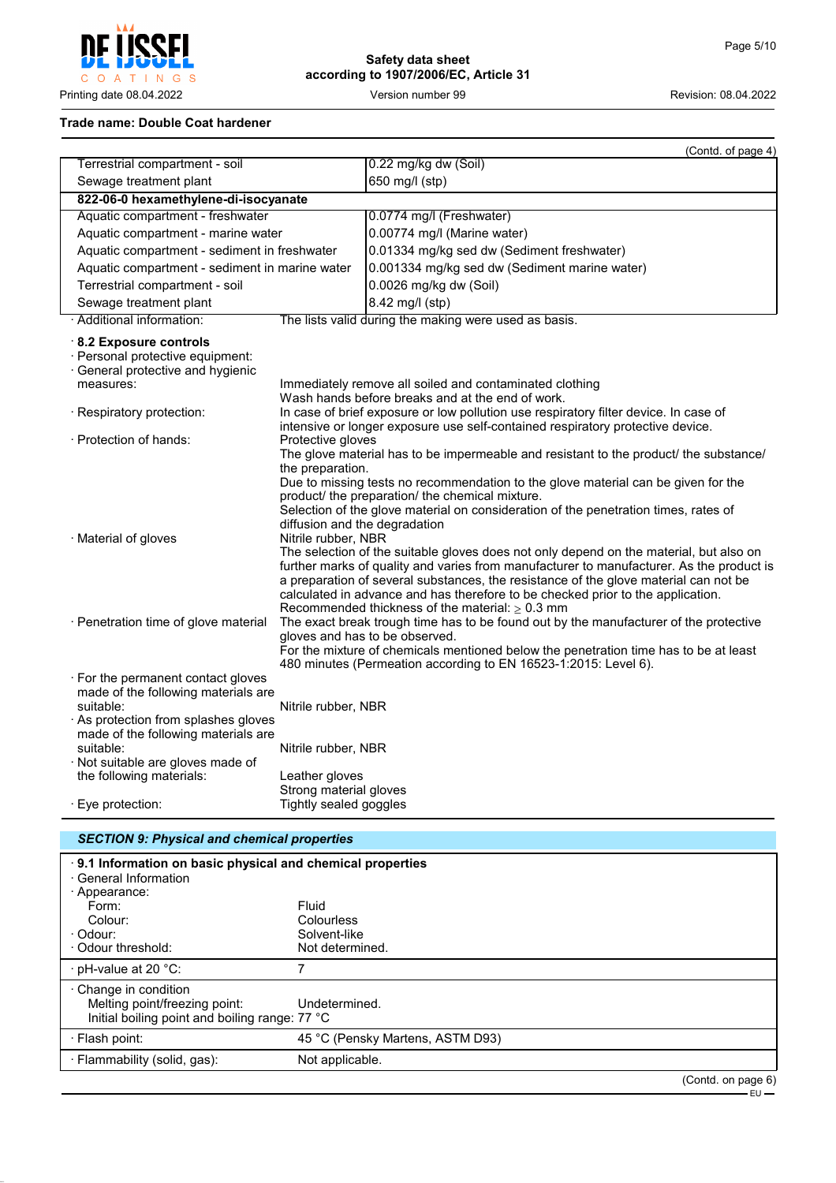**Trade name: Double Coat hardener**

(Contd. of page 4)

| | |
|---|---|
| Terrestrial compartment - soil | 0.22 mg/kg dw (Soil) |
| Sewage treatment plant | 650 mg/l (stp) |
| **822-06-0 hexamethylene-di-isocyanate** | |
| Aquatic compartment - freshwater | 0.0774 mg/l (Freshwater) |
| Aquatic compartment - marine water | 0.00774 mg/l (Marine water) |
| Aquatic compartment - sediment in freshwater | 0.01334 mg/kg sed dw (Sediment freshwater) |
| Aquatic compartment - sediment in marine water | 0.001334 mg/kg sed dw (Sediment marine water) |
| Terrestrial compartment - soil | 0.0026 mg/kg dw (Soil) |
| Sewage treatment plant | 8.42 mg/l (stp) |

· Additional information: The lists valid during the making were used as basis.

· **8.2 Exposure controls**

· Personal protective equipment:

· General protective and hygienic measures: Immediately remove all soiled and contaminated clothing
Wash hands before breaks and at the end of work.

· Respiratory protection: In case of brief exposure or low pollution use respiratory filter device. In case of intensive or longer exposure use self-contained respiratory protective device.

· Protection of hands: Protective gloves
The glove material has to be impermeable and resistant to the product/ the substance/ the preparation.
Due to missing tests no recommendation to the glove material can be given for the product/ the preparation/ the chemical mixture.
Selection of the glove material on consideration of the penetration times, rates of diffusion and the degradation

· Material of gloves: Nitrile rubber, NBR
The selection of the suitable gloves does not only depend on the material, but also on further marks of quality and varies from manufacturer to manufacturer. As the product is a preparation of several substances, the resistance of the glove material can not be calculated in advance and has therefore to be checked prior to the application.
Recommended thickness of the material: ≥ 0.3 mm

· Penetration time of glove material: The exact break trough time has to be found out by the manufacturer of the protective gloves and has to be observed.
For the mixture of chemicals mentioned below the penetration time has to be at least 480 minutes (Permeation according to EN 16523-1:2015: Level 6).

· For the permanent contact gloves made of the following materials are suitable: Nitrile rubber, NBR

· As protection from splashes gloves made of the following materials are suitable: Nitrile rubber, NBR

· Not suitable are gloves made of the following materials: Leather gloves
Strong material gloves

· Eye protection: Tightly sealed goggles

## SECTION 9: Physical and chemical properties

· **9.1 Information on basic physical and chemical properties**

· General Information

· Appearance:
- Form: Fluid
- Colour: Colourless

· Odour: Solvent-like

· Odour threshold: Not determined.

· pH-value at 20 °C: 7

· Change in condition
- Melting point/freezing point: Undetermined.
- Initial boiling point and boiling range: 77 °C

· Flash point: 45 °C (Pensky Martens, ASTM D93)

· Flammability (solid, gas): Not applicable.

(Contd. on page 6)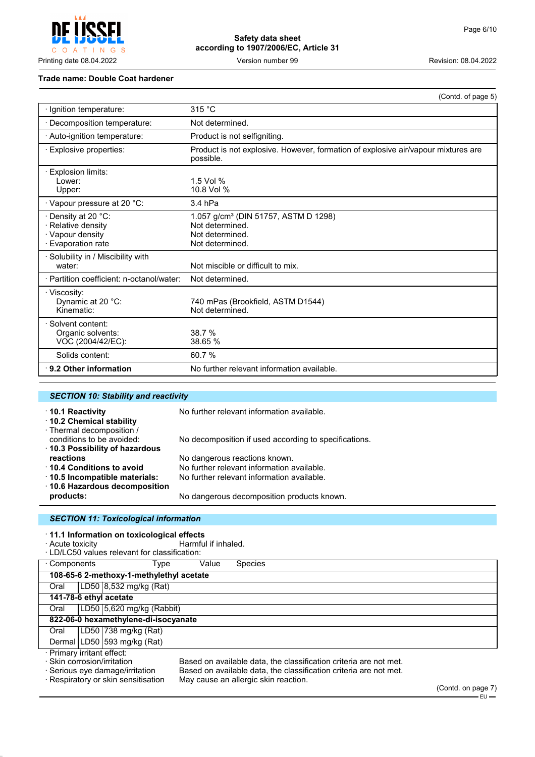**Trade name: Double Coat hardener**

(Contd. of page 5)

| | |
|---|---|
| · Ignition temperature: | 315 °C |
| · Decomposition temperature: | Not determined. |
| · Auto-ignition temperature: | Product is not selfigniting. |
| · Explosive properties: | Product is not explosive. However, formation of explosive air/vapour mixtures are possible. |
| · Explosion limits:<br>Lower:<br>Upper: | <br>1.5 Vol %<br>10.8 Vol % |
| · Vapour pressure at 20 °C: | 3.4 hPa |
| · Density at 20 °C:<br>· Relative density<br>· Vapour density<br>· Evaporation rate | 1.057 g/cm³ (DIN 51757, ASTM D 1298)<br>Not determined.<br>Not determined.<br>Not determined. |
| · Solubility in / Miscibility with water: | Not miscible or difficult to mix. |
| · Partition coefficient: n-octanol/water: | Not determined. |
| · Viscosity:<br>Dynamic at 20 °C:<br>Kinematic: | <br>740 mPas (Brookfield, ASTM D1544)<br>Not determined. |
| · Solvent content:<br>Organic solvents:<br>VOC (2004/42/EC): | <br>38.7 %<br>38.65 % |
| Solids content: | 60.7 % |
| · **9.2 Other information** | No further relevant information available. |

## SECTION 10: Stability and reactivity

- · **10.1 Reactivity** No further relevant information available.
- · **10.2 Chemical stability**
- · Thermal decomposition / conditions to be avoided: No decomposition if used according to specifications.
- · **10.3 Possibility of hazardous reactions** No dangerous reactions known.
- · **10.4 Conditions to avoid** No further relevant information available.
- · **10.5 Incompatible materials:** No further relevant information available.
- · **10.6 Hazardous decomposition products:** No dangerous decomposition products known.

## SECTION 11: Toxicological information

- · **11.1 Information on toxicological effects**
- · Acute toxicity Harmful if inhaled.
- · LD/LC50 values relevant for classification:

| · Components | Type | Value | Species |
|---|---|---|---|
| **108-65-6 2-methoxy-1-methylethyl acetate** | | | |
| Oral | LD50 | 8,532 mg/kg | (Rat) |
| **141-78-6 ethyl acetate** | | | |
| Oral | LD50 | 5,620 mg/kg | (Rabbit) |
| **822-06-0 hexamethylene-di-isocyanate** | | | |
| Oral | LD50 | 738 mg/kg | (Rat) |
| Dermal | LD50 | 593 mg/kg | (Rat) |

- · Primary irritant effect:
- · Skin corrosion/irritation Based on available data, the classification criteria are not met.
- · Serious eye damage/irritation Based on available data, the classification criteria are not met.
- · Respiratory or skin sensitisation May cause an allergic skin reaction.

(Contd. on page 7)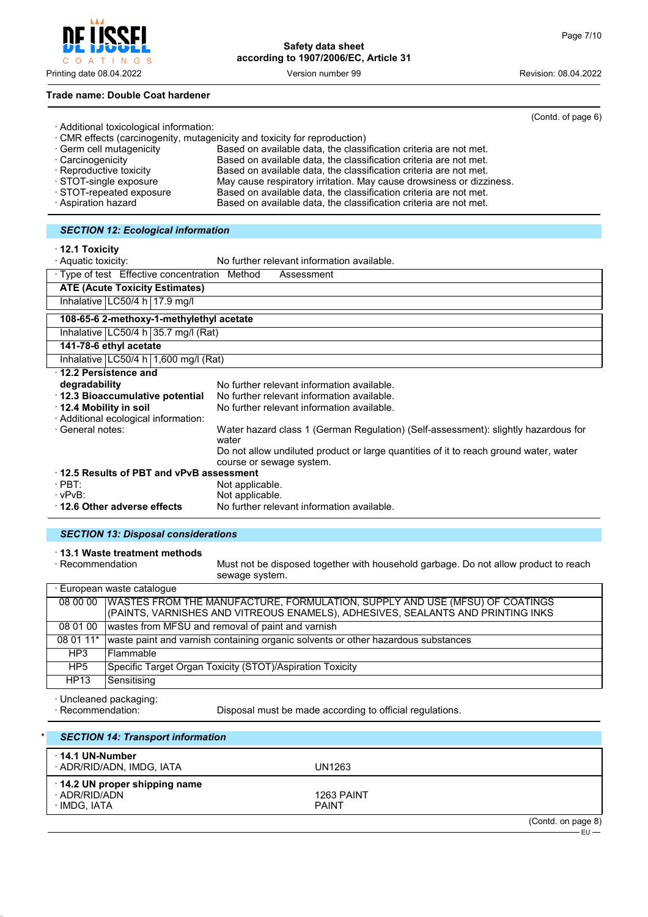**Trade name: Double Coat hardener**

(Contd. of page 6)

· Additional toxicological information:
· CMR effects (carcinogenity, mutagenicity and toxicity for reproduction)

| | |
|---|---|
| · Germ cell mutagenicity | Based on available data, the classification criteria are not met. |
| · Carcinogenicity | Based on available data, the classification criteria are not met. |
| · Reproductive toxicity | Based on available data, the classification criteria are not met. |
| · STOT-single exposure | May cause respiratory irritation. May cause drowsiness or dizziness. |
| · STOT-repeated exposure | Based on available data, the classification criteria are not met. |
| · Aspiration hazard | Based on available data, the classification criteria are not met. |

## SECTION 12: Ecological information

· **12.1 Toxicity**
· Aquatic toxicity: No further relevant information available.

| · Type of test | Effective concentration | Method | Assessment |
|---|---|---|---|
| **ATE (Acute Toxicity Estimates)** | | | |
| Inhalative | LC50/4 h | 17.9 mg/l | |
| **108-65-6 2-methoxy-1-methylethyl acetate** | | | |
| Inhalative | LC50/4 h | 35.7 mg/l (Rat) | |
| **141-78-6 ethyl acetate** | | | |
| Inhalative | LC50/4 h | 1,600 mg/l (Rat) | |

· **12.2 Persistence and degradability** No further relevant information available.
· **12.3 Bioaccumulative potential** No further relevant information available.
· **12.4 Mobility in soil** No further relevant information available.
· Additional ecological information:
· General notes: Water hazard class 1 (German Regulation) (Self-assessment): slightly hazardous for water
Do not allow undiluted product or large quantities of it to reach ground water, water course or sewage system.
· **12.5 Results of PBT and vPvB assessment**
· PBT: Not applicable.
· vPvB: Not applicable.
· **12.6 Other adverse effects** No further relevant information available.

## SECTION 13: Disposal considerations

· **13.1 Waste treatment methods**
· Recommendation Must not be disposed together with household garbage. Do not allow product to reach sewage system.

| · European waste catalogue | |
|---|---|
| 08 00 00 | WASTES FROM THE MANUFACTURE, FORMULATION, SUPPLY AND USE (MFSU) OF COATINGS (PAINTS, VARNISHES AND VITREOUS ENAMELS), ADHESIVES, SEALANTS AND PRINTING INKS |
| 08 01 00 | wastes from MFSU and removal of paint and varnish |
| 08 01 11* | waste paint and varnish containing organic solvents or other hazardous substances |
| HP3 | Flammable |
| HP5 | Specific Target Organ Toxicity (STOT)/Aspiration Toxicity |
| HP13 | Sensitising |

· Uncleaned packaging:
· Recommendation: Disposal must be made according to official regulations.

## * SECTION 14: Transport information

| | |
|---|---|
| · **14.1 UN-Number** | |
| · ADR/RID/ADN, IMDG, IATA | UN1263 |
| · **14.2 UN proper shipping name** | |
| · ADR/RID/ADN | 1263 PAINT |
| · IMDG, IATA | PAINT |

(Contd. on page 8)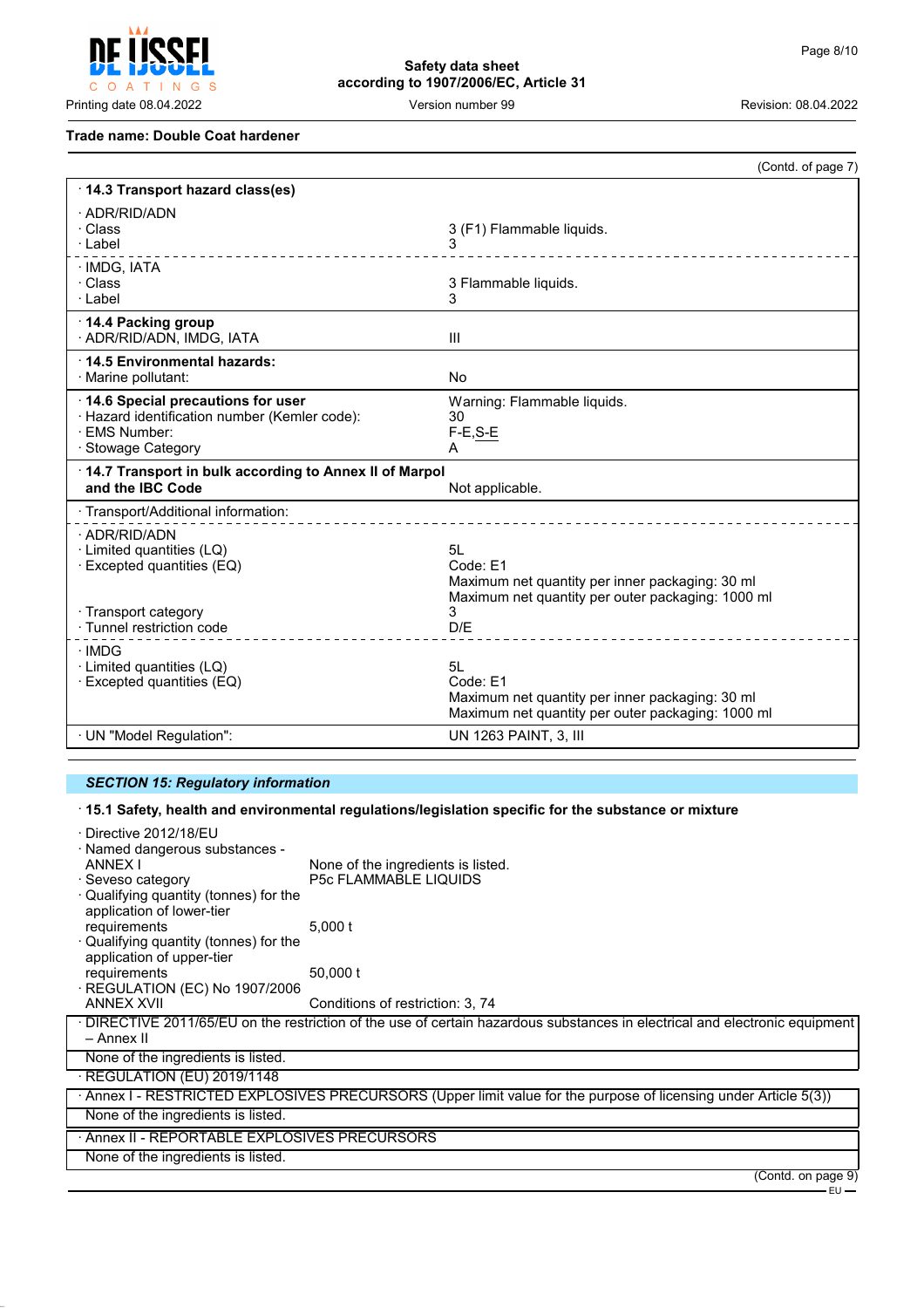Trade name: Double Coat hardener

(Contd. of page 7)

| | |
|---|---|
| · **14.3 Transport hazard class(es)** | |
| · ADR/RID/ADN | |
| · Class | 3 (F1) Flammable liquids. |
| · Label | 3 |
| · IMDG, IATA | |
| · Class | 3 Flammable liquids. |
| · Label | 3 |
| · **14.4 Packing group** | |
| · ADR/RID/ADN, IMDG, IATA | III |
| · **14.5 Environmental hazards:** | |
| · Marine pollutant: | No |
| · **14.6 Special precautions for user** | Warning: Flammable liquids. |
| · Hazard identification number (Kemler code): | 30 |
| · EMS Number: | F-E,S-E |
| · Stowage Category | A |
| · **14.7 Transport in bulk according to Annex II of Marpol and the IBC Code** | Not applicable. |
| · Transport/Additional information: | |
| · ADR/RID/ADN | |
| · Limited quantities (LQ) | 5L |
| · Excepted quantities (EQ) | Code: E1<br>Maximum net quantity per inner packaging: 30 ml<br>Maximum net quantity per outer packaging: 1000 ml |
| · Transport category | 3 |
| · Tunnel restriction code | D/E |
| · IMDG | |
| · Limited quantities (LQ) | 5L |
| · Excepted quantities (EQ) | Code: E1<br>Maximum net quantity per inner packaging: 30 ml<br>Maximum net quantity per outer packaging: 1000 ml |
| · UN "Model Regulation": | UN 1263 PAINT, 3, III |

## SECTION 15: Regulatory information

· **15.1 Safety, health and environmental regulations/legislation specific for the substance or mixture**

· Directive 2012/18/EU
· Named dangerous substances - ANNEX I: None of the ingredients is listed.
· Seveso category: P5c FLAMMABLE LIQUIDS
· Qualifying quantity (tonnes) for the application of lower-tier requirements: 5,000 t
· Qualifying quantity (tonnes) for the application of upper-tier requirements: 50,000 t
· REGULATION (EC) No 1907/2006 ANNEX XVII: Conditions of restriction: 3, 74

· DIRECTIVE 2011/65/EU on the restriction of the use of certain hazardous substances in electrical and electronic equipment – Annex II

None of the ingredients is listed.

· REGULATION (EU) 2019/1148

· Annex I - RESTRICTED EXPLOSIVES PRECURSORS (Upper limit value for the purpose of licensing under Article 5(3))

None of the ingredients is listed.

· Annex II - REPORTABLE EXPLOSIVES PRECURSORS

None of the ingredients is listed.

(Contd. on page 9)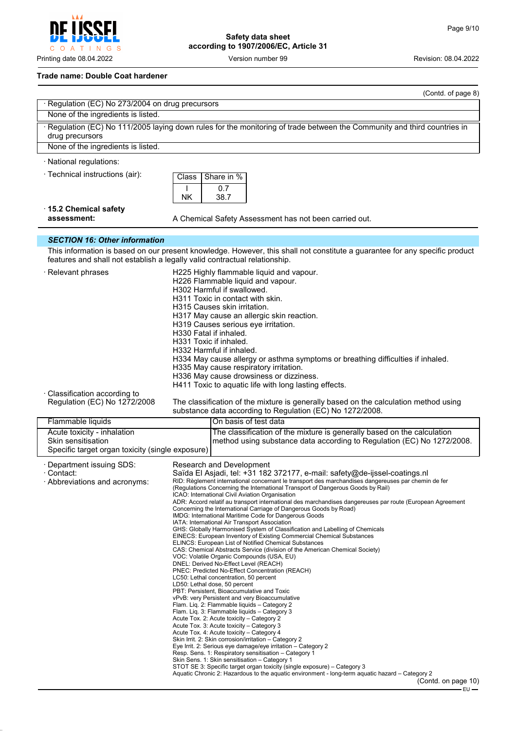**Trade name: Double Coat hardener**

(Contd. of page 8)

| · Regulation (EC) No 273/2004 on drug precursors |
|---|
| None of the ingredients is listed. |

| · Regulation (EC) No 111/2005 laying down rules for the monitoring of trade between the Community and third countries in drug precursors |
|---|
| None of the ingredients is listed. |

· National regulations:

· Technical instructions (air):

| Class | Share in % |
|---|---|
| I | 0.7 |
| NK | 38.7 |

· **15.2 Chemical safety assessment:** A Chemical Safety Assessment has not been carried out.

## *SECTION 16: Other information*

This information is based on our present knowledge. However, this shall not constitute a guarantee for any specific product features and shall not establish a legally valid contractual relationship.

· Relevant phrases

H225 Highly flammable liquid and vapour.
H226 Flammable liquid and vapour.
H302 Harmful if swallowed.
H311 Toxic in contact with skin.
H315 Causes skin irritation.
H317 May cause an allergic skin reaction.
H319 Causes serious eye irritation.
H330 Fatal if inhaled.
H331 Toxic if inhaled.
H332 Harmful if inhaled.
H334 May cause allergy or asthma symptoms or breathing difficulties if inhaled.
H335 May cause respiratory irritation.
H336 May cause drowsiness or dizziness.
H411 Toxic to aquatic life with long lasting effects.

· Classification according to Regulation (EC) No 1272/2008

The classification of the mixture is generally based on the calculation method using substance data according to Regulation (EC) No 1272/2008.

| Flammable liquids | On basis of test data |
|---|---|
| Acute toxicity - inhalation<br>Skin sensitisation<br>Specific target organ toxicity (single exposure) | The classification of the mixture is generally based on the calculation method using substance data according to Regulation (EC) No 1272/2008. |

· Department issuing SDS: Research and Development

· Contact: Saïda El Asjadi, tel: +31 182 372177, e-mail: safety@de-ijssel-coatings.nl

· Abbreviations and acronyms:

RID: Règlement international concernant le transport des marchandises dangereuses par chemin de fer (Regulations Concerning the International Transport of Dangerous Goods by Rail)
ICAO: International Civil Aviation Organisation
ADR: Accord relatif au transport international des marchandises dangereuses par route (European Agreement Concerning the International Carriage of Dangerous Goods by Road)
IMDG: International Maritime Code for Dangerous Goods
IATA: International Air Transport Association
GHS: Globally Harmonised System of Classification and Labelling of Chemicals
EINECS: European Inventory of Existing Commercial Chemical Substances
ELINCS: European List of Notified Chemical Substances
CAS: Chemical Abstracts Service (division of the American Chemical Society)
VOC: Volatile Organic Compounds (USA, EU)
DNEL: Derived No-Effect Level (REACH)
PNEC: Predicted No-Effect Concentration (REACH)
LC50: Lethal concentration, 50 percent
LD50: Lethal dose, 50 percent
PBT: Persistent, Bioaccumulative and Toxic
vPvB: very Persistent and very Bioaccumulative
Flam. Liq. 2: Flammable liquids – Category 2
Flam. Liq. 3: Flammable liquids – Category 3
Acute Tox. 2: Acute toxicity – Category 2
Acute Tox. 3: Acute toxicity – Category 3
Acute Tox. 4: Acute toxicity – Category 4
Skin Irrit. 2: Skin corrosion/irritation – Category 2
Eye Irrit. 2: Serious eye damage/eye irritation – Category 2
Resp. Sens. 1: Respiratory sensitisation – Category 1
Skin Sens. 1: Skin sensitisation – Category 1
STOT SE 3: Specific target organ toxicity (single exposure) – Category 3
Aquatic Chronic 2: Hazardous to the aquatic environment - long-term aquatic hazard – Category 2

(Contd. on page 10)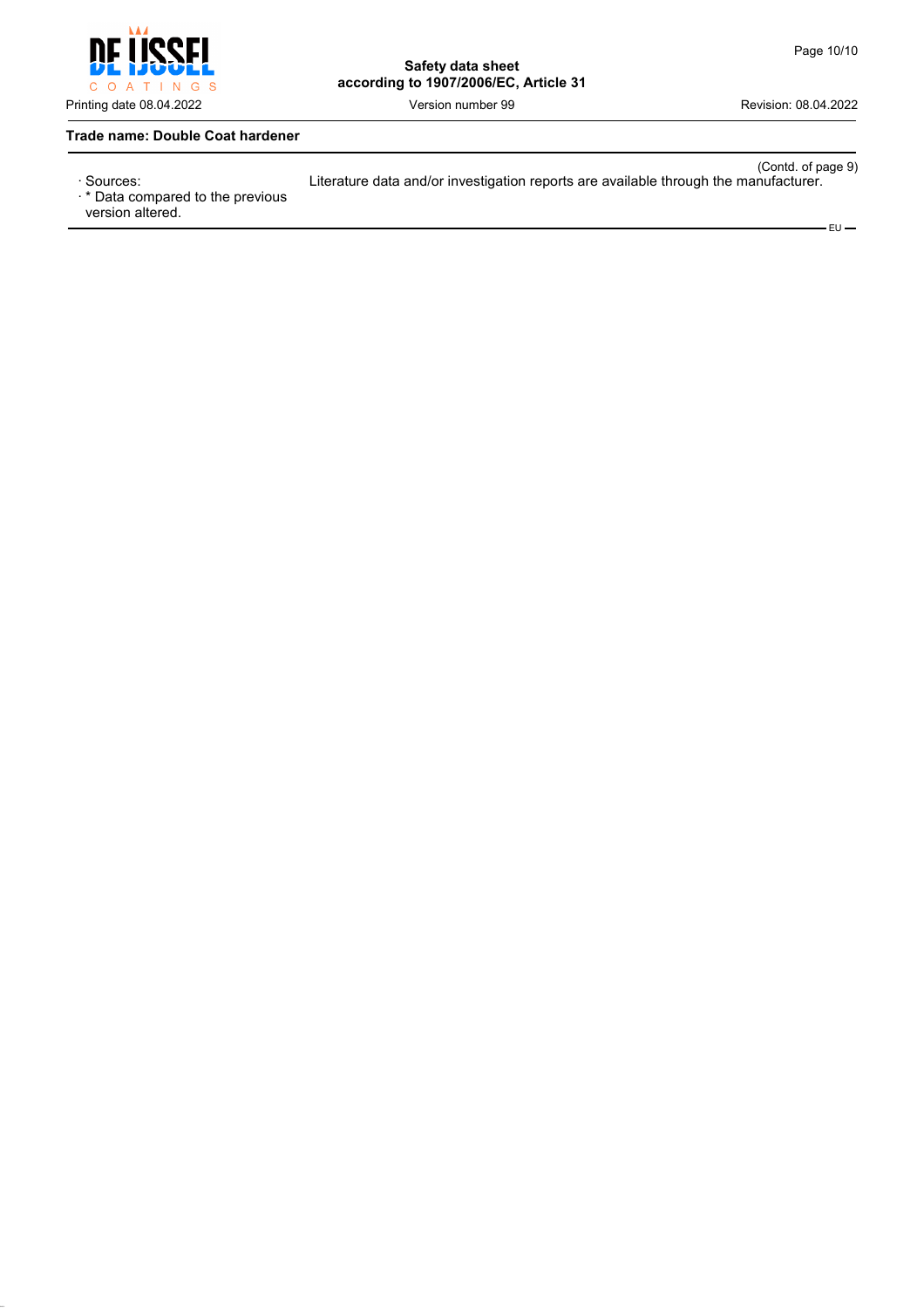(Contd. of page 9)

· Sources: Literature data and/or investigation reports are available through the manufacturer.

· * Data compared to the previous version altered.